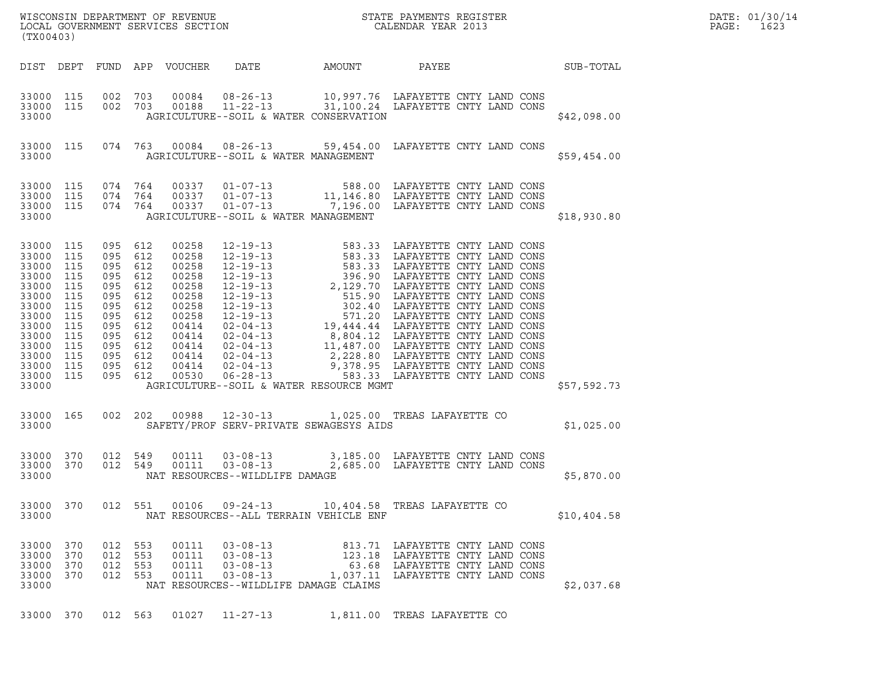WISCONSIN DEPARTMENT OF REVENUE
LOCAL GOVERNMENT SERVICES SECTION
(TX00403)

STATE PAYMENTS REGISTER
CALENDAR YEAR 2013

DATE: 01/30/14

| DIST | DEPT | FUND | APP | VOUCHER | DATE | AMOUNT | PAYEE | SUB-TOTAL |
|---|---|---|---|---|---|---|---|---|
| 33000 | 115 | 002 | 703 | 00084 | 08-26-13 | 10,997.76 | LAFAYETTE CNTY LAND CONS | |
| 33000 | 115 | 002 | 703 | 00188 | 11-22-13 | 31,100.24 | LAFAYETTE CNTY LAND CONS | |
| 33000 | | | | | AGRICULTURE--SOIL & WATER CONSERVATION | | | $42,098.00 |
| 33000 | 115 | 074 | 763 | 00084 | 08-26-13 | 59,454.00 | LAFAYETTE CNTY LAND CONS | |
| 33000 | | | | | AGRICULTURE--SOIL & WATER MANAGEMENT | | | $59,454.00 |
| 33000 | 115 | 074 | 764 | 00337 | 01-07-13 | 588.00 | LAFAYETTE CNTY LAND CONS | |
| 33000 | 115 | 074 | 764 | 00337 | 01-07-13 | 11,146.80 | LAFAYETTE CNTY LAND CONS | |
| 33000 | 115 | 074 | 764 | 00337 | 01-07-13 | 7,196.00 | LAFAYETTE CNTY LAND CONS | |
| 33000 | | | | | AGRICULTURE--SOIL & WATER MANAGEMENT | | | $18,930.80 |
| 33000 | 115 | 095 | 612 | 00258 | 12-19-13 | 583.33 | LAFAYETTE CNTY LAND CONS | |
| 33000 | 115 | 095 | 612 | 00258 | 12-19-13 | 583.33 | LAFAYETTE CNTY LAND CONS | |
| 33000 | 115 | 095 | 612 | 00258 | 12-19-13 | 583.33 | LAFAYETTE CNTY LAND CONS | |
| 33000 | 115 | 095 | 612 | 00258 | 12-19-13 | 396.90 | LAFAYETTE CNTY LAND CONS | |
| 33000 | 115 | 095 | 612 | 00258 | 12-19-13 | 2,129.70 | LAFAYETTE CNTY LAND CONS | |
| 33000 | 115 | 095 | 612 | 00258 | 12-19-13 | 515.90 | LAFAYETTE CNTY LAND CONS | |
| 33000 | 115 | 095 | 612 | 00258 | 12-19-13 | 302.40 | LAFAYETTE CNTY LAND CONS | |
| 33000 | 115 | 095 | 612 | 00258 | 12-19-13 | 571.20 | LAFAYETTE CNTY LAND CONS | |
| 33000 | 115 | 095 | 612 | 00414 | 02-04-13 | 19,444.44 | LAFAYETTE CNTY LAND CONS | |
| 33000 | 115 | 095 | 612 | 00414 | 02-04-13 | 8,804.12 | LAFAYETTE CNTY LAND CONS | |
| 33000 | 115 | 095 | 612 | 00414 | 02-04-13 | 11,487.00 | LAFAYETTE CNTY LAND CONS | |
| 33000 | 115 | 095 | 612 | 00414 | 02-04-13 | 2,228.80 | LAFAYETTE CNTY LAND CONS | |
| 33000 | 115 | 095 | 612 | 00414 | 02-04-13 | 9,378.95 | LAFAYETTE CNTY LAND CONS | |
| 33000 | 115 | 095 | 612 | 00530 | 06-28-13 | 583.33 | LAFAYETTE CNTY LAND CONS | |
| 33000 | | | | | AGRICULTURE--SOIL & WATER RESOURCE MGMT | | | $57,592.73 |
| 33000 | 165 | 002 | 202 | 00988 | 12-30-13 | 1,025.00 | TREAS LAFAYETTE CO | |
| 33000 | | | | | SAFETY/PROF SERV-PRIVATE SEWAGESYS AIDS | | | $1,025.00 |
| 33000 | 370 | 012 | 549 | 00111 | 03-08-13 | 3,185.00 | LAFAYETTE CNTY LAND CONS | |
| 33000 | 370 | 012 | 549 | 00111 | 03-08-13 | 2,685.00 | LAFAYETTE CNTY LAND CONS | |
| 33000 | | | | | NAT RESOURCES--WILDLIFE DAMAGE | | | $5,870.00 |
| 33000 | 370 | 012 | 551 | 00106 | 09-24-13 | 10,404.58 | TREAS LAFAYETTE CO | |
| 33000 | | | | | NAT RESOURCES--ALL TERRAIN VEHICLE ENF | | | $10,404.58 |
| 33000 | 370 | 012 | 553 | 00111 | 03-08-13 | 813.71 | LAFAYETTE CNTY LAND CONS | |
| 33000 | 370 | 012 | 553 | 00111 | 03-08-13 | 123.18 | LAFAYETTE CNTY LAND CONS | |
| 33000 | 370 | 012 | 553 | 00111 | 03-08-13 | 63.68 | LAFAYETTE CNTY LAND CONS | |
| 33000 | 370 | 012 | 553 | 00111 | 03-08-13 | 1,037.11 | LAFAYETTE CNTY LAND CONS | |
| 33000 | | | | | NAT RESOURCES--WILDLIFE DAMAGE CLAIMS | | | $2,037.68 |
| 33000 | 370 | 012 | 563 | 01027 | 11-27-13 | 1,811.00 | TREAS LAFAYETTE CO | |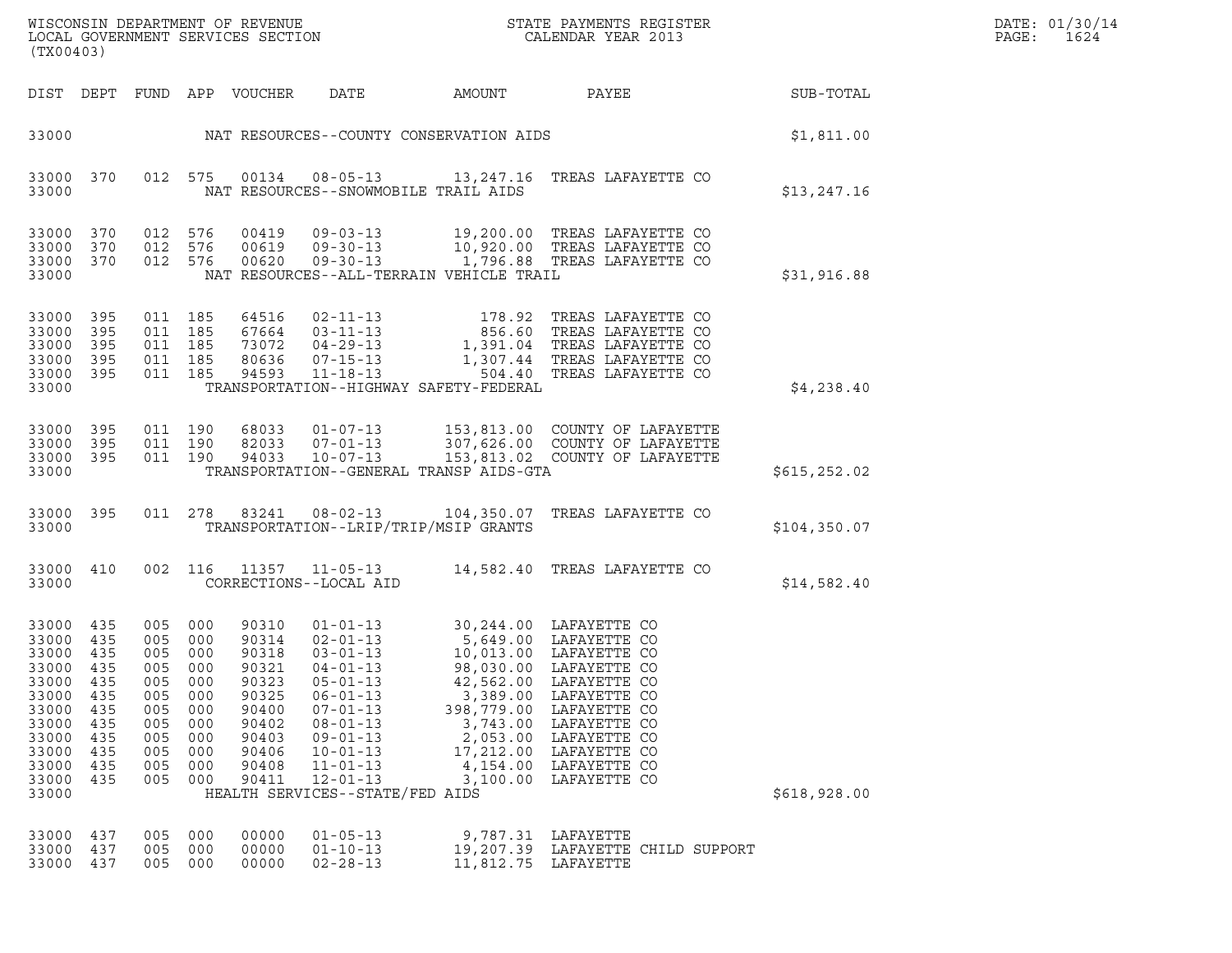| DIST | DEPT | FUND | APP | VOUCHER | DATE | AMOUNT | PAYEE | SUB-TOTAL |
|---|---|---|---|---|---|---|---|---|
| 33000 | | | | | NAT RESOURCES--COUNTY CONSERVATION AIDS | | | $1,811.00 |
| 33000 | 370 | 012 | 575 | 00134 | 08-05-13 | 13,247.16 | TREAS LAFAYETTE CO | |
| 33000 | | | | | NAT RESOURCES--SNOWMOBILE TRAIL AIDS | | | $13,247.16 |
| 33000 | 370 | 012 | 576 | 00419 | 09-03-13 | 19,200.00 | TREAS LAFAYETTE CO | |
| 33000 | 370 | 012 | 576 | 00619 | 09-30-13 | 10,920.00 | TREAS LAFAYETTE CO | |
| 33000 | 370 | 012 | 576 | 00620 | 09-30-13 | 1,796.88 | TREAS LAFAYETTE CO | |
| 33000 | | | | | NAT RESOURCES--ALL-TERRAIN VEHICLE TRAIL | | | $31,916.88 |
| 33000 | 395 | 011 | 185 | 64516 | 02-11-13 | 178.92 | TREAS LAFAYETTE CO | |
| 33000 | 395 | 011 | 185 | 67664 | 03-11-13 | 856.60 | TREAS LAFAYETTE CO | |
| 33000 | 395 | 011 | 185 | 73072 | 04-29-13 | 1,391.04 | TREAS LAFAYETTE CO | |
| 33000 | 395 | 011 | 185 | 80636 | 07-15-13 | 1,307.44 | TREAS LAFAYETTE CO | |
| 33000 | 395 | 011 | 185 | 94593 | 11-18-13 | 504.40 | TREAS LAFAYETTE CO | |
| 33000 | | | | | TRANSPORTATION--HIGHWAY SAFETY-FEDERAL | | | $4,238.40 |
| 33000 | 395 | 011 | 190 | 68033 | 01-07-13 | 153,813.00 | COUNTY OF LAFAYETTE | |
| 33000 | 395 | 011 | 190 | 82033 | 07-01-13 | 307,626.00 | COUNTY OF LAFAYETTE | |
| 33000 | 395 | 011 | 190 | 94033 | 10-07-13 | 153,813.02 | COUNTY OF LAFAYETTE | |
| 33000 | | | | | TRANSPORTATION--GENERAL TRANSP AIDS-GTA | | | $615,252.02 |
| 33000 | 395 | 011 | 278 | 83241 | 08-02-13 | 104,350.07 | TREAS LAFAYETTE CO | |
| 33000 | | | | | TRANSPORTATION--LRIP/TRIP/MSIP GRANTS | | | $104,350.07 |
| 33000 | 410 | 002 | 116 | 11357 | 11-05-13 | 14,582.40 | TREAS LAFAYETTE CO | |
| 33000 | | | | | CORRECTIONS--LOCAL AID | | | $14,582.40 |
| 33000 | 435 | 005 | 000 | 90310 | 01-01-13 | 30,244.00 | LAFAYETTE CO | |
| 33000 | 435 | 005 | 000 | 90314 | 02-01-13 | 5,649.00 | LAFAYETTE CO | |
| 33000 | 435 | 005 | 000 | 90318 | 03-01-13 | 10,013.00 | LAFAYETTE CO | |
| 33000 | 435 | 005 | 000 | 90321 | 04-01-13 | 98,030.00 | LAFAYETTE CO | |
| 33000 | 435 | 005 | 000 | 90323 | 05-01-13 | 42,562.00 | LAFAYETTE CO | |
| 33000 | 435 | 005 | 000 | 90325 | 06-01-13 | 3,389.00 | LAFAYETTE CO | |
| 33000 | 435 | 005 | 000 | 90400 | 07-01-13 | 398,779.00 | LAFAYETTE CO | |
| 33000 | 435 | 005 | 000 | 90402 | 08-01-13 | 3,743.00 | LAFAYETTE CO | |
| 33000 | 435 | 005 | 000 | 90403 | 09-01-13 | 2,053.00 | LAFAYETTE CO | |
| 33000 | 435 | 005 | 000 | 90406 | 10-01-13 | 17,212.00 | LAFAYETTE CO | |
| 33000 | 435 | 005 | 000 | 90408 | 11-01-13 | 4,154.00 | LAFAYETTE CO | |
| 33000 | 435 | 005 | 000 | 90411 | 12-01-13 | 3,100.00 | LAFAYETTE CO | |
| 33000 | | | | | HEALTH SERVICES--STATE/FED AIDS | | | $618,928.00 |
| 33000 | 437 | 005 | 000 | 00000 | 01-05-13 | 9,787.31 | LAFAYETTE | |
| 33000 | 437 | 005 | 000 | 00000 | 01-10-13 | 19,207.39 | LAFAYETTE CHILD SUPPORT | |
| 33000 | 437 | 005 | 000 | 00000 | 02-28-13 | 11,812.75 | LAFAYETTE | |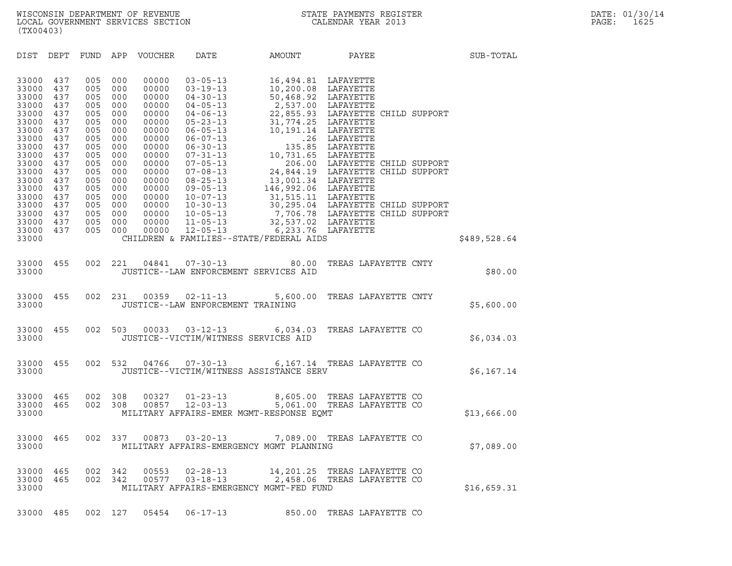WISCONSIN DEPARTMENT OF REVENUE
LOCAL GOVERNMENT SERVICES SECTION
(TX00403)

STATE PAYMENTS REGISTER
CALENDAR YEAR 2013

DATE: 01/30/14
PAGE: 1625

| DIST | DEPT | FUND | APP | VOUCHER | DATE | AMOUNT | PAYEE | SUB-TOTAL |
|---|---|---|---|---|---|---|---|---|
| 33000 | 437 | 005 | 000 | 00000 | 03-05-13 | 16,494.81 | LAFAYETTE | |
| 33000 | 437 | 005 | 000 | 00000 | 03-19-13 | 10,200.08 | LAFAYETTE | |
| 33000 | 437 | 005 | 000 | 00000 | 04-30-13 | 50,468.92 | LAFAYETTE | |
| 33000 | 437 | 005 | 000 | 00000 | 04-05-13 | 2,537.00 | LAFAYETTE | |
| 33000 | 437 | 005 | 000 | 00000 | 04-06-13 | 22,855.93 | LAFAYETTE CHILD SUPPORT | |
| 33000 | 437 | 005 | 000 | 00000 | 05-23-13 | 31,774.25 | LAFAYETTE | |
| 33000 | 437 | 005 | 000 | 00000 | 06-05-13 | 10,191.14 | LAFAYETTE | |
| 33000 | 437 | 005 | 000 | 00000 | 06-07-13 | .26 | LAFAYETTE | |
| 33000 | 437 | 005 | 000 | 00000 | 06-30-13 | 135.85 | LAFAYETTE | |
| 33000 | 437 | 005 | 000 | 00000 | 07-31-13 | 10,731.65 | LAFAYETTE | |
| 33000 | 437 | 005 | 000 | 00000 | 07-05-13 | 206.00 | LAFAYETTE CHILD SUPPORT | |
| 33000 | 437 | 005 | 000 | 00000 | 07-08-13 | 24,844.19 | LAFAYETTE CHILD SUPPORT | |
| 33000 | 437 | 005 | 000 | 00000 | 08-25-13 | 13,001.34 | LAFAYETTE | |
| 33000 | 437 | 005 | 000 | 00000 | 09-05-13 | 146,992.06 | LAFAYETTE | |
| 33000 | 437 | 005 | 000 | 00000 | 10-07-13 | 31,515.11 | LAFAYETTE | |
| 33000 | 437 | 005 | 000 | 00000 | 10-30-13 | 30,295.04 | LAFAYETTE CHILD SUPPORT | |
| 33000 | 437 | 005 | 000 | 00000 | 10-05-13 | 7,706.78 | LAFAYETTE CHILD SUPPORT | |
| 33000 | 437 | 005 | 000 | 00000 | 11-05-13 | 32,537.02 | LAFAYETTE | |
| 33000 | 437 | 005 | 000 | 00000 | 12-05-13 | 6,233.76 | LAFAYETTE | |
| 33000 | | | | | CHILDREN & FAMILIES--STATE/FEDERAL AIDS | | | $489,528.64 |
| 33000 | 455 | 002 | 221 | 04841 | 07-30-13 | 80.00 | TREAS LAFAYETTE CNTY | |
| 33000 | | | | | JUSTICE--LAW ENFORCEMENT SERVICES AID | | | $80.00 |
| 33000 | 455 | 002 | 231 | 00359 | 02-11-13 | 5,600.00 | TREAS LAFAYETTE CNTY | |
| 33000 | | | | | JUSTICE--LAW ENFORCEMENT TRAINING | | | $5,600.00 |
| 33000 | 455 | 002 | 503 | 00033 | 03-12-13 | 6,034.03 | TREAS LAFAYETTE CO | |
| 33000 | | | | | JUSTICE--VICTIM/WITNESS SERVICES AID | | | $6,034.03 |
| 33000 | 455 | 002 | 532 | 04766 | 07-30-13 | 6,167.14 | TREAS LAFAYETTE CO | |
| 33000 | | | | | JUSTICE--VICTIM/WITNESS ASSISTANCE SERV | | | $6,167.14 |
| 33000 | 465 | 002 | 308 | 00327 | 01-23-13 | 8,605.00 | TREAS LAFAYETTE CO | |
| 33000 | 465 | 002 | 308 | 00857 | 12-03-13 | 5,061.00 | TREAS LAFAYETTE CO | |
| 33000 | | | | | MILITARY AFFAIRS-EMER MGMT-RESPONSE EQMT | | | $13,666.00 |
| 33000 | 465 | 002 | 337 | 00873 | 03-20-13 | 7,089.00 | TREAS LAFAYETTE CO | |
| 33000 | | | | | MILITARY AFFAIRS-EMERGENCY MGMT PLANNING | | | $7,089.00 |
| 33000 | 465 | 002 | 342 | 00553 | 02-28-13 | 14,201.25 | TREAS LAFAYETTE CO | |
| 33000 | 465 | 002 | 342 | 00577 | 03-18-13 | 2,458.06 | TREAS LAFAYETTE CO | |
| 33000 | | | | | MILITARY AFFAIRS-EMERGENCY MGMT-FED FUND | | | $16,659.31 |
| 33000 | 485 | 002 | 127 | 05454 | 06-17-13 | 850.00 | TREAS LAFAYETTE CO | |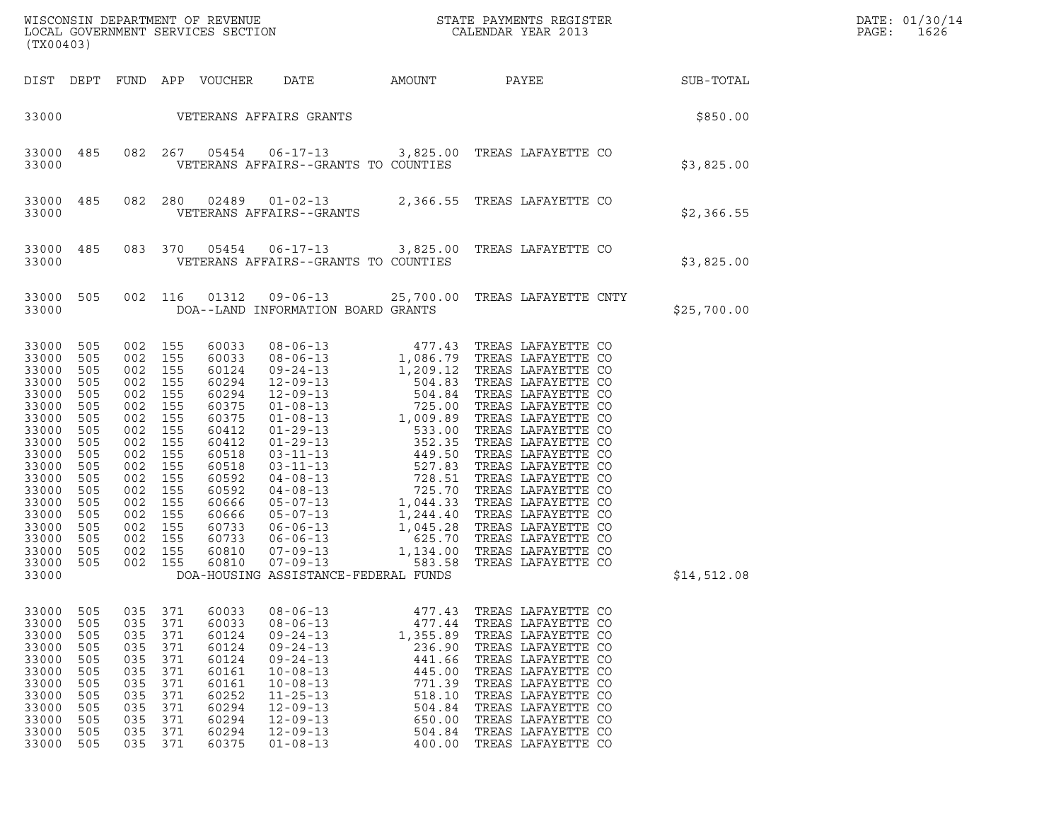WISCONSIN DEPARTMENT OF REVENUE
LOCAL GOVERNMENT SERVICES SECTION
(TX00403)

STATE PAYMENTS REGISTER
CALENDAR YEAR 2013

DATE: 01/30/14
PAGE: 1626

| DIST | DEPT | FUND | APP | VOUCHER | DATE | AMOUNT | PAYEE | SUB-TOTAL |
|---|---|---|---|---|---|---|---|---|
| 33000 | | | | | VETERANS AFFAIRS GRANTS | | | $850.00 |
| 33000 | 485 | 082 | 267 | 05454 | 06-17-13 | 3,825.00 | TREAS LAFAYETTE CO | |
| 33000 | | | | | VETERANS AFFAIRS--GRANTS TO COUNTIES | | | $3,825.00 |
| 33000 | 485 | 082 | 280 | 02489 | 01-02-13 | 2,366.55 | TREAS LAFAYETTE CO | |
| 33000 | | | | | VETERANS AFFAIRS--GRANTS | | | $2,366.55 |
| 33000 | 485 | 083 | 370 | 05454 | 06-17-13 | 3,825.00 | TREAS LAFAYETTE CO | |
| 33000 | | | | | VETERANS AFFAIRS--GRANTS TO COUNTIES | | | $3,825.00 |
| 33000 | 505 | 002 | 116 | 01312 | 09-06-13 | 25,700.00 | TREAS LAFAYETTE CNTY | |
| 33000 | | | | | DOA--LAND INFORMATION BOARD GRANTS | | | $25,700.00 |
| 33000 | 505 | 002 | 155 | 60033 | 08-06-13 | 477.43 | TREAS LAFAYETTE CO | |
| 33000 | 505 | 002 | 155 | 60033 | 08-06-13 | 1,086.79 | TREAS LAFAYETTE CO | |
| 33000 | 505 | 002 | 155 | 60124 | 09-24-13 | 1,209.12 | TREAS LAFAYETTE CO | |
| 33000 | 505 | 002 | 155 | 60294 | 12-09-13 | 504.83 | TREAS LAFAYETTE CO | |
| 33000 | 505 | 002 | 155 | 60294 | 12-09-13 | 504.84 | TREAS LAFAYETTE CO | |
| 33000 | 505 | 002 | 155 | 60375 | 01-08-13 | 725.00 | TREAS LAFAYETTE CO | |
| 33000 | 505 | 002 | 155 | 60375 | 01-08-13 | 1,009.89 | TREAS LAFAYETTE CO | |
| 33000 | 505 | 002 | 155 | 60412 | 01-29-13 | 533.00 | TREAS LAFAYETTE CO | |
| 33000 | 505 | 002 | 155 | 60412 | 01-29-13 | 352.35 | TREAS LAFAYETTE CO | |
| 33000 | 505 | 002 | 155 | 60518 | 03-11-13 | 449.50 | TREAS LAFAYETTE CO | |
| 33000 | 505 | 002 | 155 | 60518 | 03-11-13 | 527.83 | TREAS LAFAYETTE CO | |
| 33000 | 505 | 002 | 155 | 60592 | 04-08-13 | 728.51 | TREAS LAFAYETTE CO | |
| 33000 | 505 | 002 | 155 | 60592 | 04-08-13 | 725.70 | TREAS LAFAYETTE CO | |
| 33000 | 505 | 002 | 155 | 60666 | 05-07-13 | 1,044.33 | TREAS LAFAYETTE CO | |
| 33000 | 505 | 002 | 155 | 60666 | 05-07-13 | 1,244.40 | TREAS LAFAYETTE CO | |
| 33000 | 505 | 002 | 155 | 60733 | 06-06-13 | 1,045.28 | TREAS LAFAYETTE CO | |
| 33000 | 505 | 002 | 155 | 60733 | 06-06-13 | 625.70 | TREAS LAFAYETTE CO | |
| 33000 | 505 | 002 | 155 | 60810 | 07-09-13 | 1,134.00 | TREAS LAFAYETTE CO | |
| 33000 | 505 | 002 | 155 | 60810 | 07-09-13 | 583.58 | TREAS LAFAYETTE CO | |
| 33000 | | | | | DOA-HOUSING ASSISTANCE-FEDERAL FUNDS | | | $14,512.08 |
| 33000 | 505 | 035 | 371 | 60033 | 08-06-13 | 477.43 | TREAS LAFAYETTE CO | |
| 33000 | 505 | 035 | 371 | 60033 | 08-06-13 | 477.44 | TREAS LAFAYETTE CO | |
| 33000 | 505 | 035 | 371 | 60124 | 09-24-13 | 1,355.89 | TREAS LAFAYETTE CO | |
| 33000 | 505 | 035 | 371 | 60124 | 09-24-13 | 236.90 | TREAS LAFAYETTE CO | |
| 33000 | 505 | 035 | 371 | 60124 | 09-24-13 | 441.66 | TREAS LAFAYETTE CO | |
| 33000 | 505 | 035 | 371 | 60161 | 10-08-13 | 445.00 | TREAS LAFAYETTE CO | |
| 33000 | 505 | 035 | 371 | 60161 | 10-08-13 | 771.39 | TREAS LAFAYETTE CO | |
| 33000 | 505 | 035 | 371 | 60252 | 11-25-13 | 518.10 | TREAS LAFAYETTE CO | |
| 33000 | 505 | 035 | 371 | 60294 | 12-09-13 | 504.84 | TREAS LAFAYETTE CO | |
| 33000 | 505 | 035 | 371 | 60294 | 12-09-13 | 650.00 | TREAS LAFAYETTE CO | |
| 33000 | 505 | 035 | 371 | 60294 | 12-09-13 | 504.84 | TREAS LAFAYETTE CO | |
| 33000 | 505 | 035 | 371 | 60375 | 01-08-13 | 400.00 | TREAS LAFAYETTE CO | |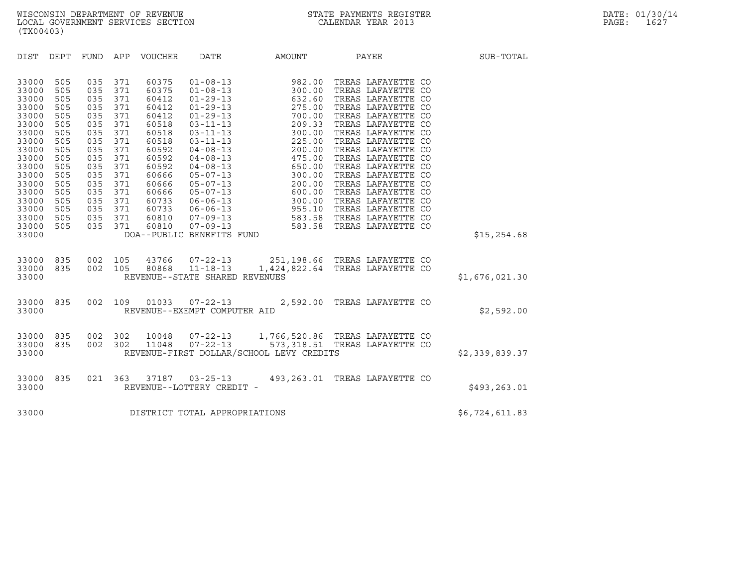WISCONSIN DEPARTMENT OF REVENUE
LOCAL GOVERNMENT SERVICES SECTION
(TX00403)

STATE PAYMENTS REGISTER
CALENDAR YEAR 2013

DATE: 01/30/14
PAGE: 1627

| DIST | DEPT | FUND | APP | VOUCHER | DATE | AMOUNT | PAYEE | SUB-TOTAL |
|---|---|---|---|---|---|---|---|---|
| 33000 | 505 | 035 | 371 | 60375 | 01-08-13 | 982.00 | TREAS LAFAYETTE CO | |
| 33000 | 505 | 035 | 371 | 60375 | 01-08-13 | 300.00 | TREAS LAFAYETTE CO | |
| 33000 | 505 | 035 | 371 | 60412 | 01-29-13 | 632.60 | TREAS LAFAYETTE CO | |
| 33000 | 505 | 035 | 371 | 60412 | 01-29-13 | 275.00 | TREAS LAFAYETTE CO | |
| 33000 | 505 | 035 | 371 | 60412 | 01-29-13 | 700.00 | TREAS LAFAYETTE CO | |
| 33000 | 505 | 035 | 371 | 60518 | 03-11-13 | 209.33 | TREAS LAFAYETTE CO | |
| 33000 | 505 | 035 | 371 | 60518 | 03-11-13 | 300.00 | TREAS LAFAYETTE CO | |
| 33000 | 505 | 035 | 371 | 60518 | 03-11-13 | 225.00 | TREAS LAFAYETTE CO | |
| 33000 | 505 | 035 | 371 | 60592 | 04-08-13 | 200.00 | TREAS LAFAYETTE CO | |
| 33000 | 505 | 035 | 371 | 60592 | 04-08-13 | 475.00 | TREAS LAFAYETTE CO | |
| 33000 | 505 | 035 | 371 | 60592 | 04-08-13 | 650.00 | TREAS LAFAYETTE CO | |
| 33000 | 505 | 035 | 371 | 60666 | 05-07-13 | 300.00 | TREAS LAFAYETTE CO | |
| 33000 | 505 | 035 | 371 | 60666 | 05-07-13 | 200.00 | TREAS LAFAYETTE CO | |
| 33000 | 505 | 035 | 371 | 60666 | 05-07-13 | 600.00 | TREAS LAFAYETTE CO | |
| 33000 | 505 | 035 | 371 | 60733 | 06-06-13 | 300.00 | TREAS LAFAYETTE CO | |
| 33000 | 505 | 035 | 371 | 60733 | 06-06-13 | 955.10 | TREAS LAFAYETTE CO | |
| 33000 | 505 | 035 | 371 | 60810 | 07-09-13 | 583.58 | TREAS LAFAYETTE CO | |
| 33000 | 505 | 035 | 371 | 60810 | 07-09-13 | 583.58 | TREAS LAFAYETTE CO | |
| 33000 | | | | DOA--PUBLIC BENEFITS FUND | | | | $15,254.68 |
| 33000 | 835 | 002 | 105 | 43766 | 07-22-13 | 251,198.66 | TREAS LAFAYETTE CO | |
| 33000 | 835 | 002 | 105 | 80868 | 11-18-13 | 1,424,822.64 | TREAS LAFAYETTE CO | |
| 33000 | | | | REVENUE--STATE SHARED REVENUES | | | | $1,676,021.30 |
| 33000 | 835 | 002 | 109 | 01033 | 07-22-13 | 2,592.00 | TREAS LAFAYETTE CO | |
| 33000 | | | | REVENUE--EXEMPT COMPUTER AID | | | | $2,592.00 |
| 33000 | 835 | 002 | 302 | 10048 | 07-22-13 | 1,766,520.86 | TREAS LAFAYETTE CO | |
| 33000 | 835 | 002 | 302 | 11048 | 07-22-13 | 573,318.51 | TREAS LAFAYETTE CO | |
| 33000 | | | | REVENUE-FIRST DOLLAR/SCHOOL LEVY CREDITS | | | | $2,339,839.37 |
| 33000 | 835 | 021 | 363 | 37187 | 03-25-13 | 493,263.01 | TREAS LAFAYETTE CO | |
| 33000 | | | | REVENUE--LOTTERY CREDIT - | | | | $493,263.01 |
| 33000 | | | | DISTRICT TOTAL APPROPRIATIONS | | | | $6,724,611.83 |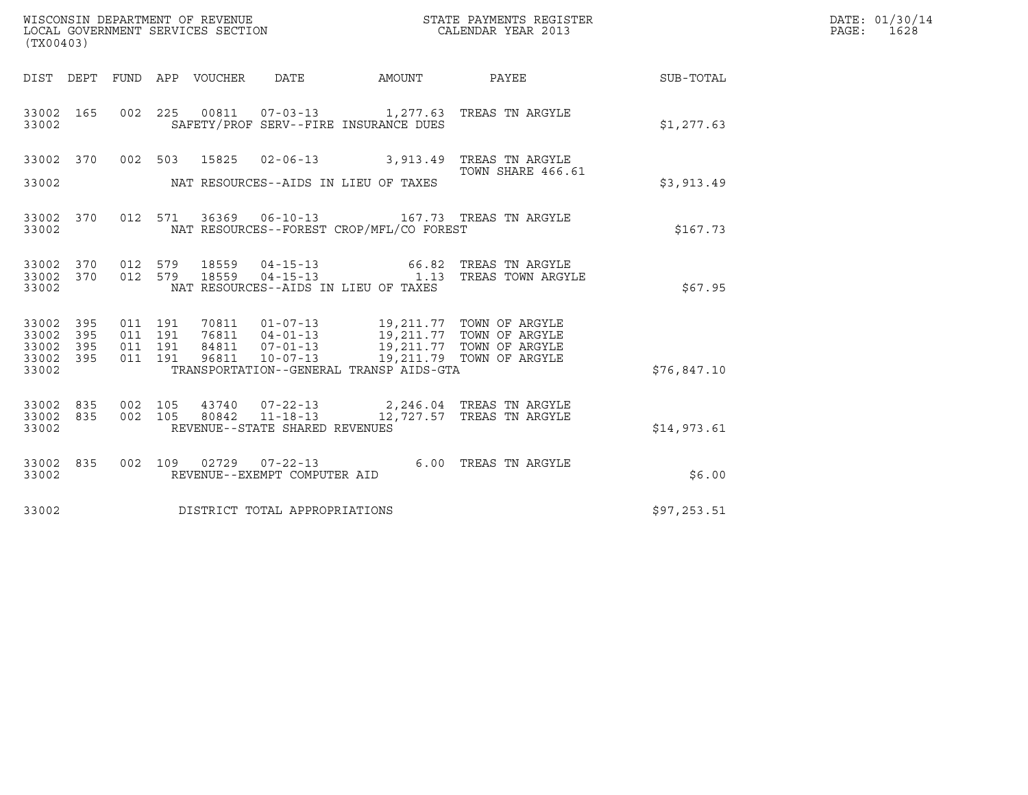WISCONSIN DEPARTMENT OF REVENUE
LOCAL GOVERNMENT SERVICES SECTION
(TX00403)

STATE PAYMENTS REGISTER
CALENDAR YEAR 2013

DATE: 01/30/14
PAGE: 1628

| DIST | DEPT | FUND | APP | VOUCHER | DATE | AMOUNT | PAYEE | SUB-TOTAL |
|---|---|---|---|---|---|---|---|---|
| 33002 | 165 | 002 | 225 | 00811 | 07-03-13 | 1,277.63 | TREAS TN ARGYLE | |
| 33002 | | | | | SAFETY/PROF SERV--FIRE INSURANCE DUES | | | $1,277.63 |
| 33002 | 370 | 002 | 503 | 15825 | 02-06-13 | 3,913.49 | TREAS TN ARGYLE TOWN SHARE 466.61 | |
| 33002 | | | | | NAT RESOURCES--AIDS IN LIEU OF TAXES | | | $3,913.49 |
| 33002 | 370 | 012 | 571 | 36369 | 06-10-13 | 167.73 | TREAS TN ARGYLE | |
| 33002 | | | | | NAT RESOURCES--FOREST CROP/MFL/CO FOREST | | | $167.73 |
| 33002 | 370 | 012 | 579 | 18559 | 04-15-13 | 66.82 | TREAS TN ARGYLE | |
| 33002 | 370 | 012 | 579 | 18559 | 04-15-13 | 1.13 | TREAS TOWN ARGYLE | |
| 33002 | | | | | NAT RESOURCES--AIDS IN LIEU OF TAXES | | | $67.95 |
| 33002 | 395 | 011 | 191 | 70811 | 01-07-13 | 19,211.77 | TOWN OF ARGYLE | |
| 33002 | 395 | 011 | 191 | 76811 | 04-01-13 | 19,211.77 | TOWN OF ARGYLE | |
| 33002 | 395 | 011 | 191 | 84811 | 07-01-13 | 19,211.77 | TOWN OF ARGYLE | |
| 33002 | 395 | 011 | 191 | 96811 | 10-07-13 | 19,211.79 | TOWN OF ARGYLE | |
| 33002 | | | | | TRANSPORTATION--GENERAL TRANSP AIDS-GTA | | | $76,847.10 |
| 33002 | 835 | 002 | 105 | 43740 | 07-22-13 | 2,246.04 | TREAS TN ARGYLE | |
| 33002 | 835 | 002 | 105 | 80842 | 11-18-13 | 12,727.57 | TREAS TN ARGYLE | |
| 33002 | | | | | REVENUE--STATE SHARED REVENUES | | | $14,973.61 |
| 33002 | 835 | 002 | 109 | 02729 | 07-22-13 | 6.00 | TREAS TN ARGYLE | |
| 33002 | | | | | REVENUE--EXEMPT COMPUTER AID | | | $6.00 |
| 33002 | | | | | DISTRICT TOTAL APPROPRIATIONS | | | $97,253.51 |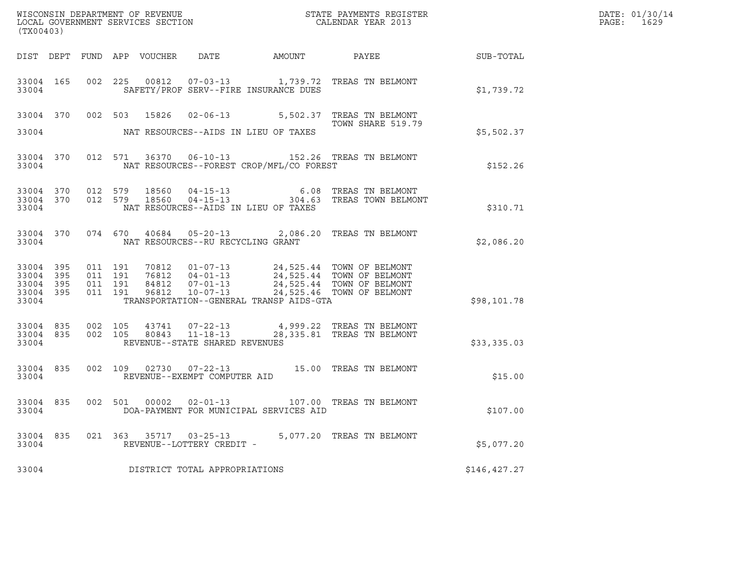WISCONSIN DEPARTMENT OF REVENUE
LOCAL GOVERNMENT SERVICES SECTION
(TX00403)

STATE PAYMENTS REGISTER
CALENDAR YEAR 2013

DATE: 01/30/14
PAGE: 1629

| DIST | DEPT | FUND | APP | VOUCHER | DATE | AMOUNT | PAYEE | SUB-TOTAL |
|---|---|---|---|---|---|---|---|---|
| 33004 | 165 | 002 | 225 | 00812 | 07-03-13 | 1,739.72 | TREAS TN BELMONT | |
| 33004 | | | | | SAFETY/PROF SERV--FIRE INSURANCE DUES | | | $1,739.72 |
| 33004 | 370 | 002 | 503 | 15826 | 02-06-13 | 5,502.37 | TREAS TN BELMONT<br>TOWN SHARE 519.79 | |
| 33004 | | | | | NAT RESOURCES--AIDS IN LIEU OF TAXES | | | $5,502.37 |
| 33004 | 370 | 012 | 571 | 36370 | 06-10-13 | 152.26 | TREAS TN BELMONT | |
| 33004 | | | | | NAT RESOURCES--FOREST CROP/MFL/CO FOREST | | | $152.26 |
| 33004 | 370 | 012 | 579 | 18560 | 04-15-13 | 6.08 | TREAS TN BELMONT | |
| 33004 | 370 | 012 | 579 | 18560 | 04-15-13 | 304.63 | TREAS TOWN BELMONT | |
| 33004 | | | | | NAT RESOURCES--AIDS IN LIEU OF TAXES | | | $310.71 |
| 33004 | 370 | 074 | 670 | 40684 | 05-20-13 | 2,086.20 | TREAS TN BELMONT | |
| 33004 | | | | | NAT RESOURCES--RU RECYCLING GRANT | | | $2,086.20 |
| 33004 | 395 | 011 | 191 | 70812 | 01-07-13 | 24,525.44 | TOWN OF BELMONT | |
| 33004 | 395 | 011 | 191 | 76812 | 04-01-13 | 24,525.44 | TOWN OF BELMONT | |
| 33004 | 395 | 011 | 191 | 84812 | 07-01-13 | 24,525.44 | TOWN OF BELMONT | |
| 33004 | 395 | 011 | 191 | 96812 | 10-07-13 | 24,525.46 | TOWN OF BELMONT | |
| 33004 | | | | | TRANSPORTATION--GENERAL TRANSP AIDS-GTA | | | $98,101.78 |
| 33004 | 835 | 002 | 105 | 43741 | 07-22-13 | 4,999.22 | TREAS TN BELMONT | |
| 33004 | 835 | 002 | 105 | 80843 | 11-18-13 | 28,335.81 | TREAS TN BELMONT | |
| 33004 | | | | | REVENUE--STATE SHARED REVENUES | | | $33,335.03 |
| 33004 | 835 | 002 | 109 | 02730 | 07-22-13 | 15.00 | TREAS TN BELMONT | |
| 33004 | | | | | REVENUE--EXEMPT COMPUTER AID | | | $15.00 |
| 33004 | 835 | 002 | 501 | 00002 | 02-01-13 | 107.00 | TREAS TN BELMONT | |
| 33004 | | | | | DOA-PAYMENT FOR MUNICIPAL SERVICES AID | | | $107.00 |
| 33004 | 835 | 021 | 363 | 35717 | 03-25-13 | 5,077.20 | TREAS TN BELMONT | |
| 33004 | | | | | REVENUE--LOTTERY CREDIT - | | | $5,077.20 |
| 33004 | | | | | DISTRICT TOTAL APPROPRIATIONS | | | $146,427.27 |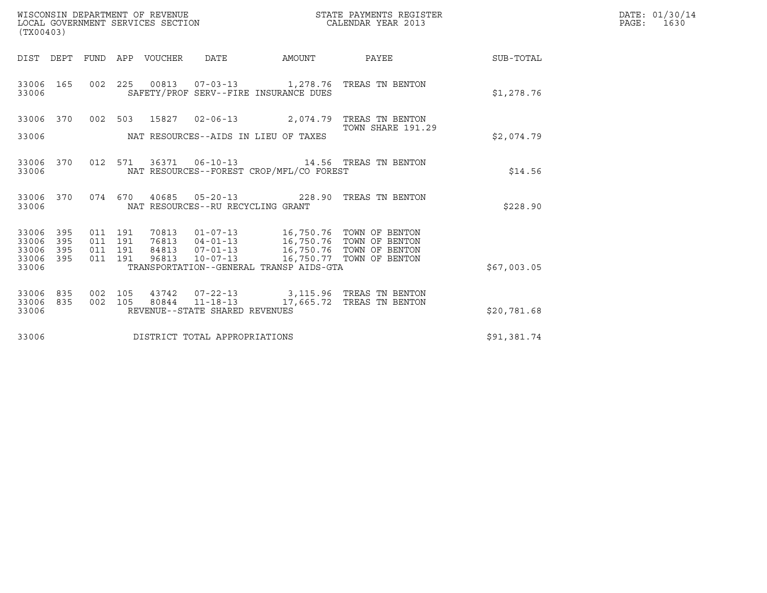WISCONSIN DEPARTMENT OF REVENUE
LOCAL GOVERNMENT SERVICES SECTION
(TX00403)

STATE PAYMENTS REGISTER
CALENDAR YEAR 2013

DATE: 01/30/14
PAGE: 1630

| DIST | DEPT | FUND | APP | VOUCHER | DATE | AMOUNT | PAYEE | SUB-TOTAL |
|---|---|---|---|---|---|---|---|---|
| 33006 | 165 | 002 | 225 | 00813 | 07-03-13 | 1,278.76 | TREAS TN BENTON | |
| 33006 | | | | | SAFETY/PROF SERV--FIRE INSURANCE DUES | | | $1,278.76 |
| 33006 | 370 | 002 | 503 | 15827 | 02-06-13 | 2,074.79 | TREAS TN BENTON TOWN SHARE 191.29 | |
| 33006 | | | | | NAT RESOURCES--AIDS IN LIEU OF TAXES | | | $2,074.79 |
| 33006 | 370 | 012 | 571 | 36371 | 06-10-13 | 14.56 | TREAS TN BENTON | |
| 33006 | | | | | NAT RESOURCES--FOREST CROP/MFL/CO FOREST | | | $14.56 |
| 33006 | 370 | 074 | 670 | 40685 | 05-20-13 | 228.90 | TREAS TN BENTON | |
| 33006 | | | | | NAT RESOURCES--RU RECYCLING GRANT | | | $228.90 |
| 33006 | 395 | 011 | 191 | 70813 | 01-07-13 | 16,750.76 | TOWN OF BENTON | |
| 33006 | 395 | 011 | 191 | 76813 | 04-01-13 | 16,750.76 | TOWN OF BENTON | |
| 33006 | 395 | 011 | 191 | 84813 | 07-01-13 | 16,750.76 | TOWN OF BENTON | |
| 33006 | 395 | 011 | 191 | 96813 | 10-07-13 | 16,750.77 | TOWN OF BENTON | |
| 33006 | | | | | TRANSPORTATION--GENERAL TRANSP AIDS-GTA | | | $67,003.05 |
| 33006 | 835 | 002 | 105 | 43742 | 07-22-13 | 3,115.96 | TREAS TN BENTON | |
| 33006 | 835 | 002 | 105 | 80844 | 11-18-13 | 17,665.72 | TREAS TN BENTON | |
| 33006 | | | | | REVENUE--STATE SHARED REVENUES | | | $20,781.68 |
| 33006 | | | | | DISTRICT TOTAL APPROPRIATIONS | | | $91,381.74 |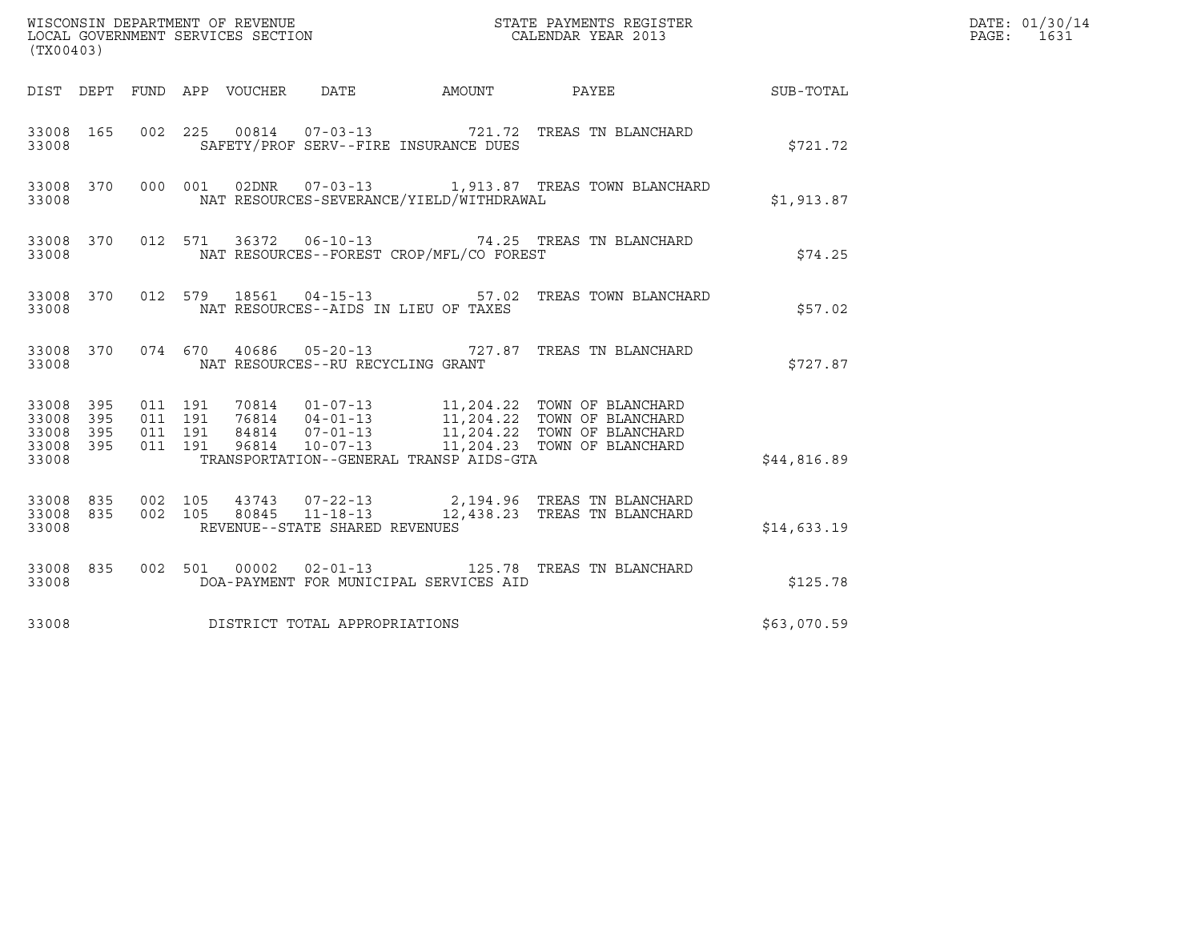WISCONSIN DEPARTMENT OF REVENUE
LOCAL GOVERNMENT SERVICES SECTION
(TX00403)

STATE PAYMENTS REGISTER
CALENDAR YEAR 2013

DATE: 01/30/14
PAGE: 1631

| DIST | DEPT | FUND | APP | VOUCHER | DATE | AMOUNT | PAYEE | SUB-TOTAL |
|---|---|---|---|---|---|---|---|---|
| 33008 | 165 | 002 | 225 | 00814 | 07-03-13 | 721.72 | TREAS TN BLANCHARD | |
| 33008 | | | | | SAFETY/PROF SERV--FIRE INSURANCE DUES | | | $721.72 |
| 33008 | 370 | 000 | 001 | 02DNR | 07-03-13 | 1,913.87 | TREAS TOWN BLANCHARD | |
| 33008 | | | | | NAT RESOURCES-SEVERANCE/YIELD/WITHDRAWAL | | | $1,913.87 |
| 33008 | 370 | 012 | 571 | 36372 | 06-10-13 | 74.25 | TREAS TN BLANCHARD | |
| 33008 | | | | | NAT RESOURCES--FOREST CROP/MFL/CO FOREST | | | $74.25 |
| 33008 | 370 | 012 | 579 | 18561 | 04-15-13 | 57.02 | TREAS TOWN BLANCHARD | |
| 33008 | | | | | NAT RESOURCES--AIDS IN LIEU OF TAXES | | | $57.02 |
| 33008 | 370 | 074 | 670 | 40686 | 05-20-13 | 727.87 | TREAS TN BLANCHARD | |
| 33008 | | | | | NAT RESOURCES--RU RECYCLING GRANT | | | $727.87 |
| 33008 | 395 | 011 | 191 | 70814 | 01-07-13 | 11,204.22 | TOWN OF BLANCHARD | |
| 33008 | 395 | 011 | 191 | 76814 | 04-01-13 | 11,204.22 | TOWN OF BLANCHARD | |
| 33008 | 395 | 011 | 191 | 84814 | 07-01-13 | 11,204.22 | TOWN OF BLANCHARD | |
| 33008 | 395 | 011 | 191 | 96814 | 10-07-13 | 11,204.23 | TOWN OF BLANCHARD | |
| 33008 | | | | | TRANSPORTATION--GENERAL TRANSP AIDS-GTA | | | $44,816.89 |
| 33008 | 835 | 002 | 105 | 43743 | 07-22-13 | 2,194.96 | TREAS TN BLANCHARD | |
| 33008 | 835 | 002 | 105 | 80845 | 11-18-13 | 12,438.23 | TREAS TN BLANCHARD | |
| 33008 | | | | | REVENUE--STATE SHARED REVENUES | | | $14,633.19 |
| 33008 | 835 | 002 | 501 | 00002 | 02-01-13 | 125.78 | TREAS TN BLANCHARD | |
| 33008 | | | | | DOA-PAYMENT FOR MUNICIPAL SERVICES AID | | | $125.78 |
| 33008 | | | | | DISTRICT TOTAL APPROPRIATIONS | | | $63,070.59 |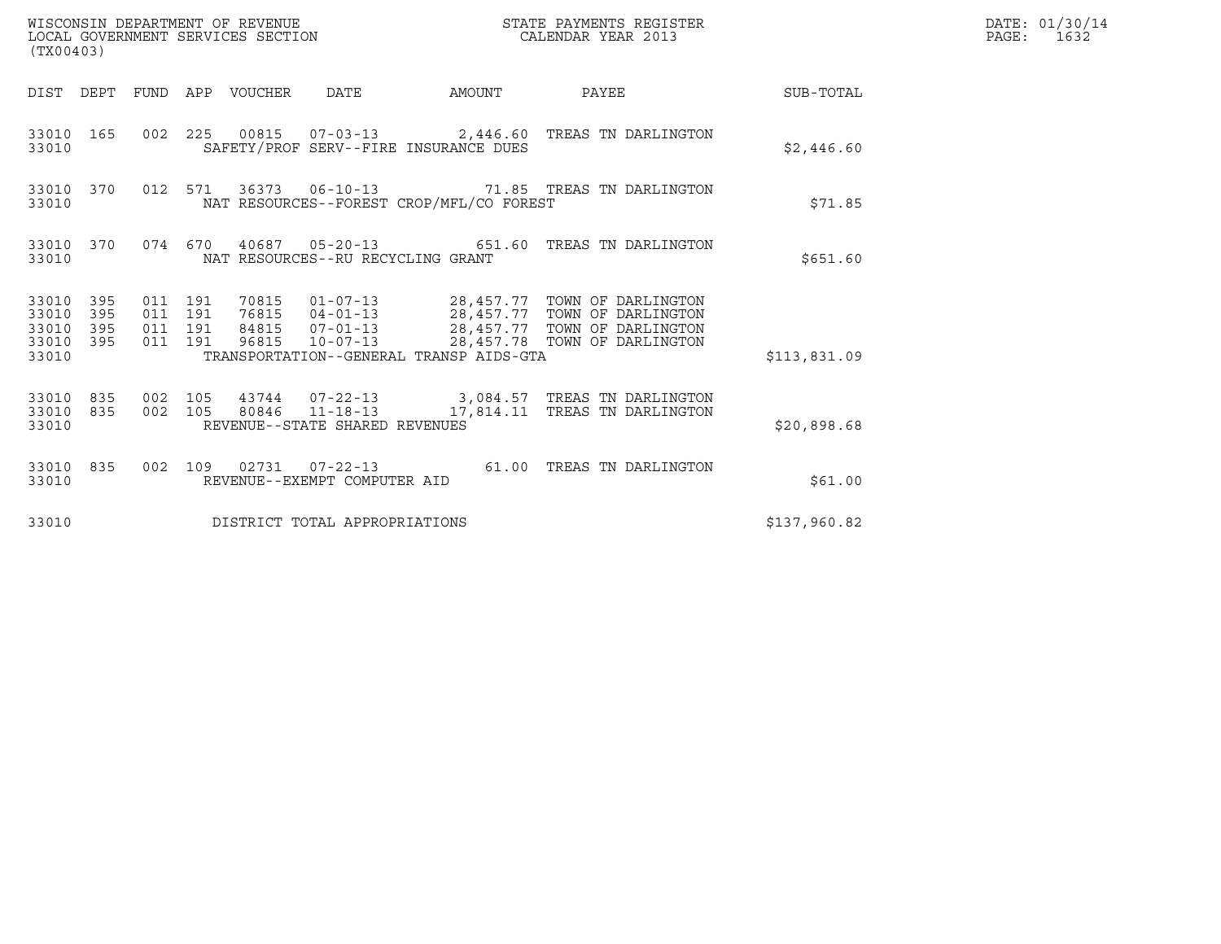WISCONSIN DEPARTMENT OF REVENUE
LOCAL GOVERNMENT SERVICES SECTION
(TX00403)

STATE PAYMENTS REGISTER
CALENDAR YEAR 2013

DATE: 01/30/14
PAGE: 1632

| DIST | DEPT | FUND | APP | VOUCHER | DATE | AMOUNT | PAYEE | SUB-TOTAL |
|---|---|---|---|---|---|---|---|---|
| 33010 | 165 | 002 | 225 | 00815 | 07-03-13 | 2,446.60 | TREAS TN DARLINGTON | |
| 33010 | | | | SAFETY/PROF SERV--FIRE INSURANCE DUES | | | | $2,446.60 |
| 33010 | 370 | 012 | 571 | 36373 | 06-10-13 | 71.85 | TREAS TN DARLINGTON | |
| 33010 | | | | NAT RESOURCES--FOREST CROP/MFL/CO FOREST | | | | $71.85 |
| 33010 | 370 | 074 | 670 | 40687 | 05-20-13 | 651.60 | TREAS TN DARLINGTON | |
| 33010 | | | | NAT RESOURCES--RU RECYCLING GRANT | | | | $651.60 |
| 33010 | 395 | 011 | 191 | 70815 | 01-07-13 | 28,457.77 | TOWN OF DARLINGTON | |
| 33010 | 395 | 011 | 191 | 76815 | 04-01-13 | 28,457.77 | TOWN OF DARLINGTON | |
| 33010 | 395 | 011 | 191 | 84815 | 07-01-13 | 28,457.77 | TOWN OF DARLINGTON | |
| 33010 | 395 | 011 | 191 | 96815 | 10-07-13 | 28,457.78 | TOWN OF DARLINGTON | |
| 33010 | | | | TRANSPORTATION--GENERAL TRANSP AIDS-GTA | | | | $113,831.09 |
| 33010 | 835 | 002 | 105 | 43744 | 07-22-13 | 3,084.57 | TREAS TN DARLINGTON | |
| 33010 | 835 | 002 | 105 | 80846 | 11-18-13 | 17,814.11 | TREAS TN DARLINGTON | |
| 33010 | | | | REVENUE--STATE SHARED REVENUES | | | | $20,898.68 |
| 33010 | 835 | 002 | 109 | 02731 | 07-22-13 | 61.00 | TREAS TN DARLINGTON | |
| 33010 | | | | REVENUE--EXEMPT COMPUTER AID | | | | $61.00 |
| 33010 | | | | DISTRICT TOTAL APPROPRIATIONS | | | | $137,960.82 |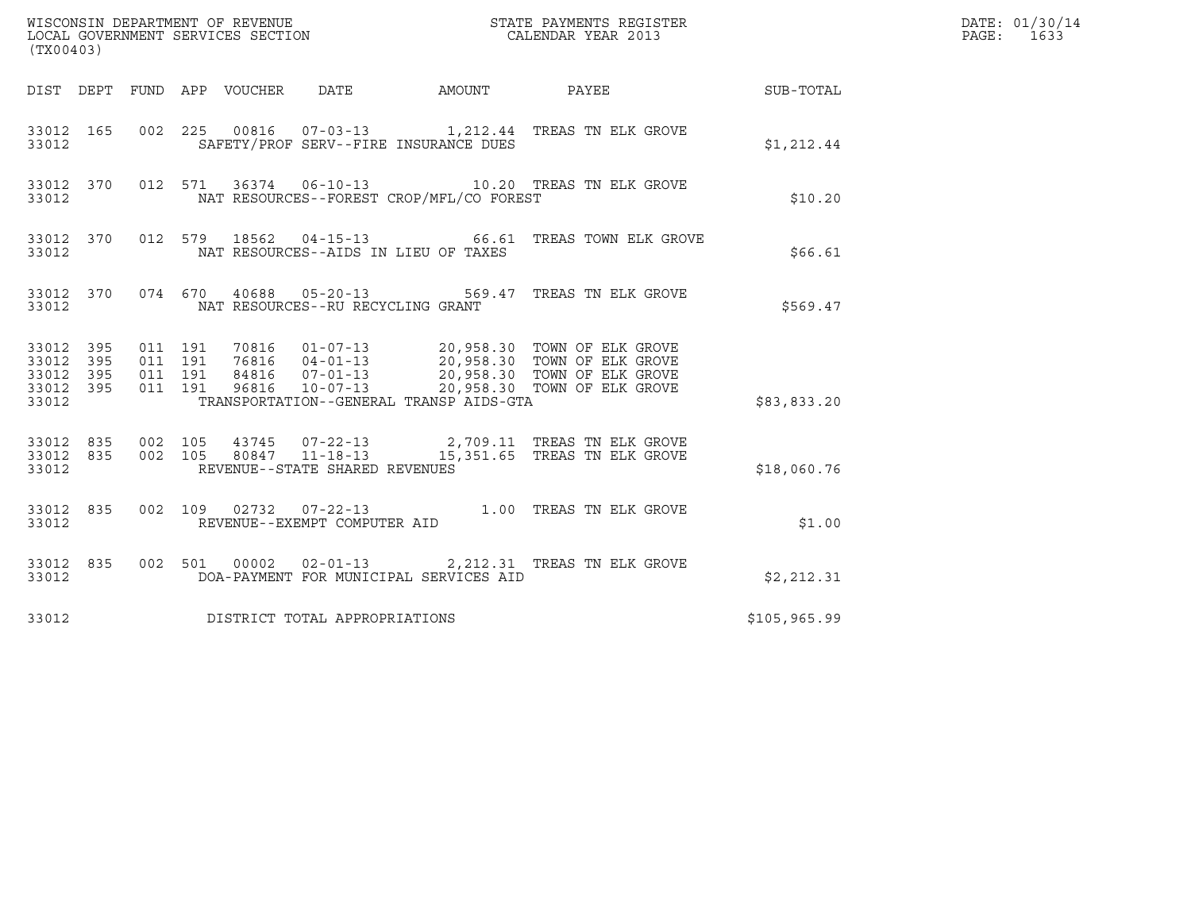WISCONSIN DEPARTMENT OF REVENUE
LOCAL GOVERNMENT SERVICES SECTION
(TX00403)

STATE PAYMENTS REGISTER
CALENDAR YEAR 2013

DATE: 01/30/14
PAGE: 1633

| DIST | DEPT | FUND | APP | VOUCHER | DATE | AMOUNT | PAYEE | SUB-TOTAL |
|---|---|---|---|---|---|---|---|---|
| 33012 | 165 | 002 | 225 | 00816 | 07-03-13 | 1,212.44 | TREAS TN ELK GROVE | |
| 33012 | | | | SAFETY/PROF SERV--FIRE INSURANCE DUES | | | | $1,212.44 |
| 33012 | 370 | 012 | 571 | 36374 | 06-10-13 | 10.20 | TREAS TN ELK GROVE | |
| 33012 | | | | NAT RESOURCES--FOREST CROP/MFL/CO FOREST | | | | $10.20 |
| 33012 | 370 | 012 | 579 | 18562 | 04-15-13 | 66.61 | TREAS TOWN ELK GROVE | |
| 33012 | | | | NAT RESOURCES--AIDS IN LIEU OF TAXES | | | | $66.61 |
| 33012 | 370 | 074 | 670 | 40688 | 05-20-13 | 569.47 | TREAS TN ELK GROVE | |
| 33012 | | | | NAT RESOURCES--RU RECYCLING GRANT | | | | $569.47 |
| 33012 | 395 | 011 | 191 | 70816 | 01-07-13 | 20,958.30 | TOWN OF ELK GROVE | |
| 33012 | 395 | 011 | 191 | 76816 | 04-01-13 | 20,958.30 | TOWN OF ELK GROVE | |
| 33012 | 395 | 011 | 191 | 84816 | 07-01-13 | 20,958.30 | TOWN OF ELK GROVE | |
| 33012 | 395 | 011 | 191 | 96816 | 10-07-13 | 20,958.30 | TOWN OF ELK GROVE | |
| 33012 | | | | TRANSPORTATION--GENERAL TRANSP AIDS-GTA | | | | $83,833.20 |
| 33012 | 835 | 002 | 105 | 43745 | 07-22-13 | 2,709.11 | TREAS TN ELK GROVE | |
| 33012 | 835 | 002 | 105 | 80847 | 11-18-13 | 15,351.65 | TREAS TN ELK GROVE | |
| 33012 | | | | REVENUE--STATE SHARED REVENUES | | | | $18,060.76 |
| 33012 | 835 | 002 | 109 | 02732 | 07-22-13 | 1.00 | TREAS TN ELK GROVE | |
| 33012 | | | | REVENUE--EXEMPT COMPUTER AID | | | | $1.00 |
| 33012 | 835 | 002 | 501 | 00002 | 02-01-13 | 2,212.31 | TREAS TN ELK GROVE | |
| 33012 | | | | DOA-PAYMENT FOR MUNICIPAL SERVICES AID | | | | $2,212.31 |
| 33012 | | | | DISTRICT TOTAL APPROPRIATIONS | | | | $105,965.99 |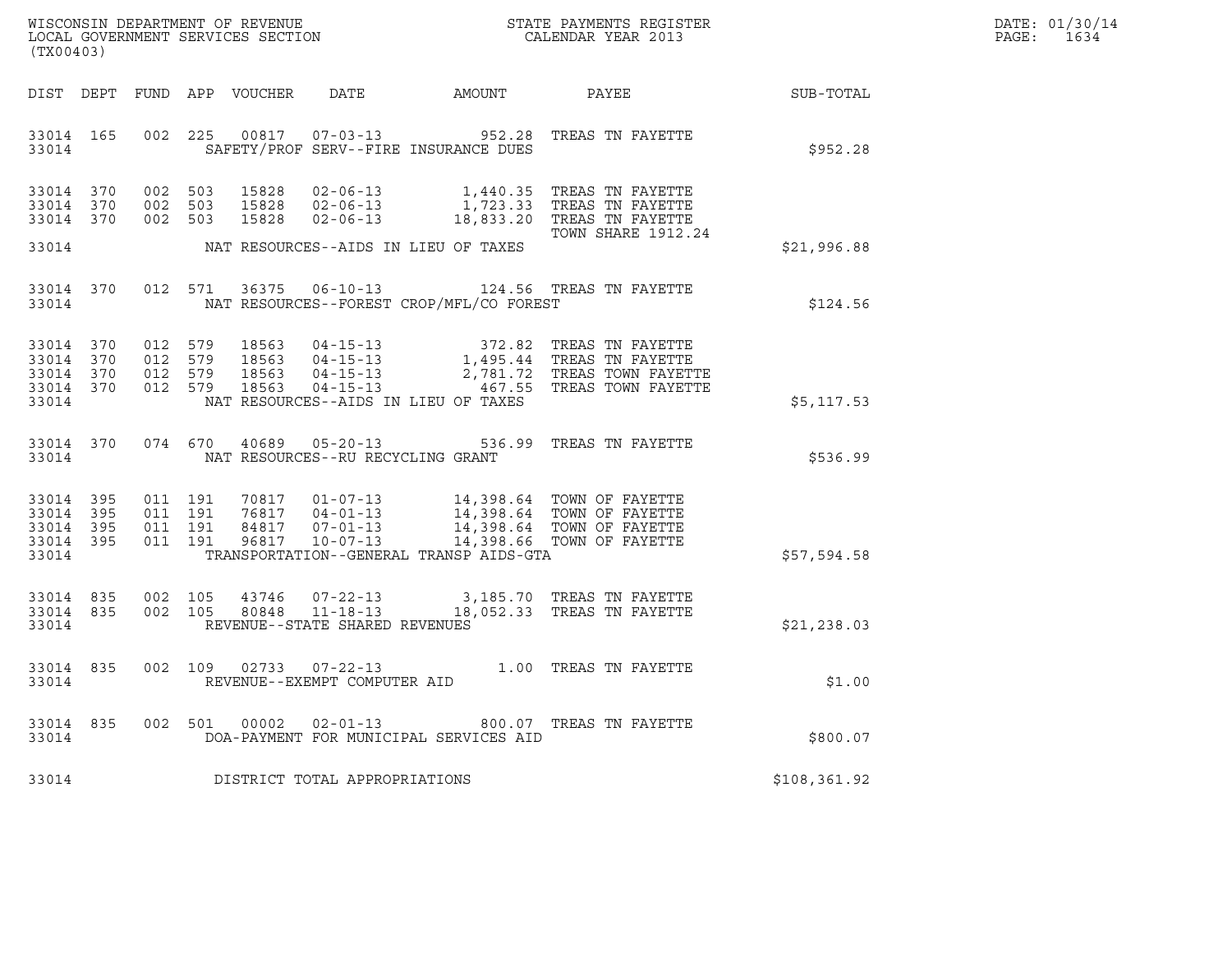WISCONSIN DEPARTMENT OF REVENUE
LOCAL GOVERNMENT SERVICES SECTION
(TX00403)

STATE PAYMENTS REGISTER
CALENDAR YEAR 2013

DATE: 01/30/14
PAGE: 1634

| DIST | DEPT | FUND | APP | VOUCHER | DATE | AMOUNT | PAYEE | SUB-TOTAL |
|---|---|---|---|---|---|---|---|---|
| 33014 | 165 | 002 | 225 | 00817 | 07-03-13 | 952.28 | TREAS TN FAYETTE | |
| 33014 | | | | | SAFETY/PROF SERV--FIRE INSURANCE DUES | | | $952.28 |
| 33014 | 370 | 002 | 503 | 15828 | 02-06-13 | 1,440.35 | TREAS TN FAYETTE | |
| 33014 | 370 | 002 | 503 | 15828 | 02-06-13 | 1,723.33 | TREAS TN FAYETTE | |
| 33014 | 370 | 002 | 503 | 15828 | 02-06-13 | 18,833.20 | TREAS TN FAYETTE TOWN SHARE 1912.24 | |
| 33014 | | | | | NAT RESOURCES--AIDS IN LIEU OF TAXES | | | $21,996.88 |
| 33014 | 370 | 012 | 571 | 36375 | 06-10-13 | 124.56 | TREAS TN FAYETTE | |
| 33014 | | | | | NAT RESOURCES--FOREST CROP/MFL/CO FOREST | | | $124.56 |
| 33014 | 370 | 012 | 579 | 18563 | 04-15-13 | 372.82 | TREAS TN FAYETTE | |
| 33014 | 370 | 012 | 579 | 18563 | 04-15-13 | 1,495.44 | TREAS TN FAYETTE | |
| 33014 | 370 | 012 | 579 | 18563 | 04-15-13 | 2,781.72 | TREAS TOWN FAYETTE | |
| 33014 | 370 | 012 | 579 | 18563 | 04-15-13 | 467.55 | TREAS TOWN FAYETTE | |
| 33014 | | | | | NAT RESOURCES--AIDS IN LIEU OF TAXES | | | $5,117.53 |
| 33014 | 370 | 074 | 670 | 40689 | 05-20-13 | 536.99 | TREAS TN FAYETTE | |
| 33014 | | | | | NAT RESOURCES--RU RECYCLING GRANT | | | $536.99 |
| 33014 | 395 | 011 | 191 | 70817 | 01-07-13 | 14,398.64 | TOWN OF FAYETTE | |
| 33014 | 395 | 011 | 191 | 76817 | 04-01-13 | 14,398.64 | TOWN OF FAYETTE | |
| 33014 | 395 | 011 | 191 | 84817 | 07-01-13 | 14,398.64 | TOWN OF FAYETTE | |
| 33014 | 395 | 011 | 191 | 96817 | 10-07-13 | 14,398.66 | TOWN OF FAYETTE | |
| 33014 | | | | | TRANSPORTATION--GENERAL TRANSP AIDS-GTA | | | $57,594.58 |
| 33014 | 835 | 002 | 105 | 43746 | 07-22-13 | 3,185.70 | TREAS TN FAYETTE | |
| 33014 | 835 | 002 | 105 | 80848 | 11-18-13 | 18,052.33 | TREAS TN FAYETTE | |
| 33014 | | | | | REVENUE--STATE SHARED REVENUES | | | $21,238.03 |
| 33014 | 835 | 002 | 109 | 02733 | 07-22-13 | 1.00 | TREAS TN FAYETTE | |
| 33014 | | | | | REVENUE--EXEMPT COMPUTER AID | | | $1.00 |
| 33014 | 835 | 002 | 501 | 00002 | 02-01-13 | 800.07 | TREAS TN FAYETTE | |
| 33014 | | | | | DOA-PAYMENT FOR MUNICIPAL SERVICES AID | | | $800.07 |
| 33014 | | | | | DISTRICT TOTAL APPROPRIATIONS | | | $108,361.92 |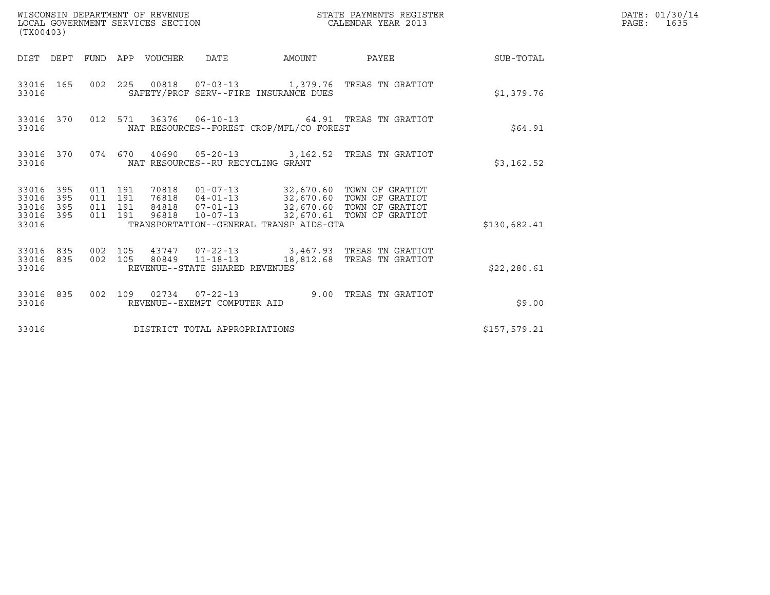WISCONSIN DEPARTMENT OF REVENUE
LOCAL GOVERNMENT SERVICES SECTION
(TX00403)

STATE PAYMENTS REGISTER
CALENDAR YEAR 2013

DATE: 01/30/14
PAGE: 1635

| DIST | DEPT | FUND | APP | VOUCHER | DATE | AMOUNT | PAYEE | SUB-TOTAL |
|---|---|---|---|---|---|---|---|---|
| 33016 | 165 | 002 | 225 | 00818 | 07-03-13 | 1,379.76 | TREAS TN GRATIOT | |
| 33016 | | | | SAFETY/PROF SERV--FIRE INSURANCE DUES | | | | $1,379.76 |
| 33016 | 370 | 012 | 571 | 36376 | 06-10-13 | 64.91 | TREAS TN GRATIOT | |
| 33016 | | | | NAT RESOURCES--FOREST CROP/MFL/CO FOREST | | | | $64.91 |
| 33016 | 370 | 074 | 670 | 40690 | 05-20-13 | 3,162.52 | TREAS TN GRATIOT | |
| 33016 | | | | NAT RESOURCES--RU RECYCLING GRANT | | | | $3,162.52 |
| 33016 | 395 | 011 | 191 | 70818 | 01-07-13 | 32,670.60 | TOWN OF GRATIOT | |
| 33016 | 395 | 011 | 191 | 76818 | 04-01-13 | 32,670.60 | TOWN OF GRATIOT | |
| 33016 | 395 | 011 | 191 | 84818 | 07-01-13 | 32,670.60 | TOWN OF GRATIOT | |
| 33016 | 395 | 011 | 191 | 96818 | 10-07-13 | 32,670.61 | TOWN OF GRATIOT | |
| 33016 | | | | TRANSPORTATION--GENERAL TRANSP AIDS-GTA | | | | $130,682.41 |
| 33016 | 835 | 002 | 105 | 43747 | 07-22-13 | 3,467.93 | TREAS TN GRATIOT | |
| 33016 | 835 | 002 | 105 | 80849 | 11-18-13 | 18,812.68 | TREAS TN GRATIOT | |
| 33016 | | | | REVENUE--STATE SHARED REVENUES | | | | $22,280.61 |
| 33016 | 835 | 002 | 109 | 02734 | 07-22-13 | 9.00 | TREAS TN GRATIOT | |
| 33016 | | | | REVENUE--EXEMPT COMPUTER AID | | | | $9.00 |
| 33016 | | | | DISTRICT TOTAL APPROPRIATIONS | | | | $157,579.21 |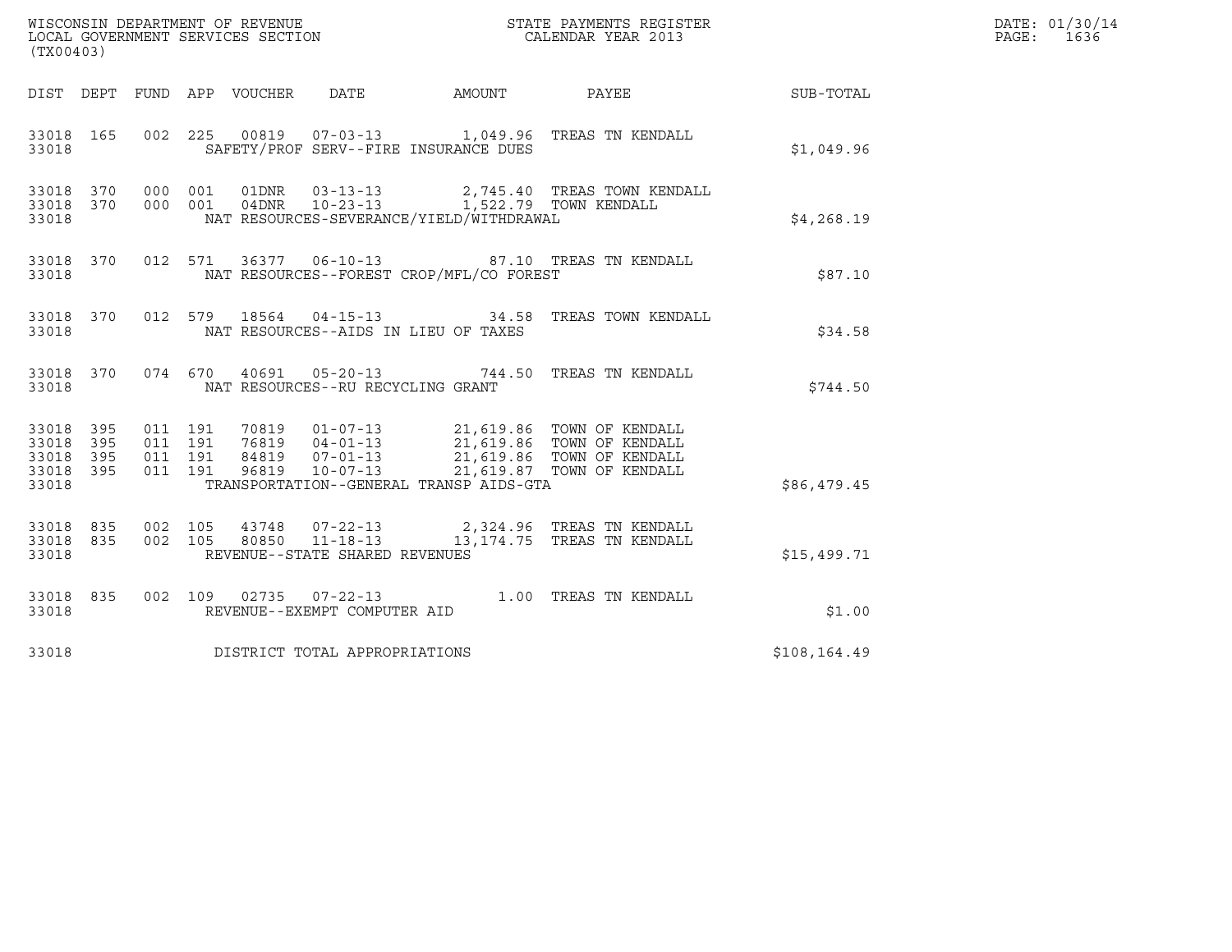WISCONSIN DEPARTMENT OF REVENUE
LOCAL GOVERNMENT SERVICES SECTION
(TX00403)

STATE PAYMENTS REGISTER
CALENDAR YEAR 2013

DATE: 01/30/14
PAGE: 1636

| DIST | DEPT | FUND | APP | VOUCHER | DATE | AMOUNT | PAYEE | SUB-TOTAL |
|---|---|---|---|---|---|---|---|---|
| 33018 | 165 | 002 | 225 | 00819 | 07-03-13 | 1,049.96 | TREAS TN KENDALL | |
| 33018 | | | | SAFETY/PROF SERV--FIRE INSURANCE DUES | | | | $1,049.96 |
| 33018 | 370 | 000 | 001 | 01DNR | 03-13-13 | 2,745.40 | TREAS TOWN KENDALL | |
| 33018 | 370 | 000 | 001 | 04DNR | 10-23-13 | 1,522.79 | TOWN KENDALL | |
| 33018 | | | | NAT RESOURCES-SEVERANCE/YIELD/WITHDRAWAL | | | | $4,268.19 |
| 33018 | 370 | 012 | 571 | 36377 | 06-10-13 | 87.10 | TREAS TN KENDALL | |
| 33018 | | | | NAT RESOURCES--FOREST CROP/MFL/CO FOREST | | | | $87.10 |
| 33018 | 370 | 012 | 579 | 18564 | 04-15-13 | 34.58 | TREAS TOWN KENDALL | |
| 33018 | | | | NAT RESOURCES--AIDS IN LIEU OF TAXES | | | | $34.58 |
| 33018 | 370 | 074 | 670 | 40691 | 05-20-13 | 744.50 | TREAS TN KENDALL | |
| 33018 | | | | NAT RESOURCES--RU RECYCLING GRANT | | | | $744.50 |
| 33018 | 395 | 011 | 191 | 70819 | 01-07-13 | 21,619.86 | TOWN OF KENDALL | |
| 33018 | 395 | 011 | 191 | 76819 | 04-01-13 | 21,619.86 | TOWN OF KENDALL | |
| 33018 | 395 | 011 | 191 | 84819 | 07-01-13 | 21,619.86 | TOWN OF KENDALL | |
| 33018 | 395 | 011 | 191 | 96819 | 10-07-13 | 21,619.87 | TOWN OF KENDALL | |
| 33018 | | | | TRANSPORTATION--GENERAL TRANSP AIDS-GTA | | | | $86,479.45 |
| 33018 | 835 | 002 | 105 | 43748 | 07-22-13 | 2,324.96 | TREAS TN KENDALL | |
| 33018 | 835 | 002 | 105 | 80850 | 11-18-13 | 13,174.75 | TREAS TN KENDALL | |
| 33018 | | | | REVENUE--STATE SHARED REVENUES | | | | $15,499.71 |
| 33018 | 835 | 002 | 109 | 02735 | 07-22-13 | 1.00 | TREAS TN KENDALL | |
| 33018 | | | | REVENUE--EXEMPT COMPUTER AID | | | | $1.00 |
| 33018 | | | | DISTRICT TOTAL APPROPRIATIONS | | | | $108,164.49 |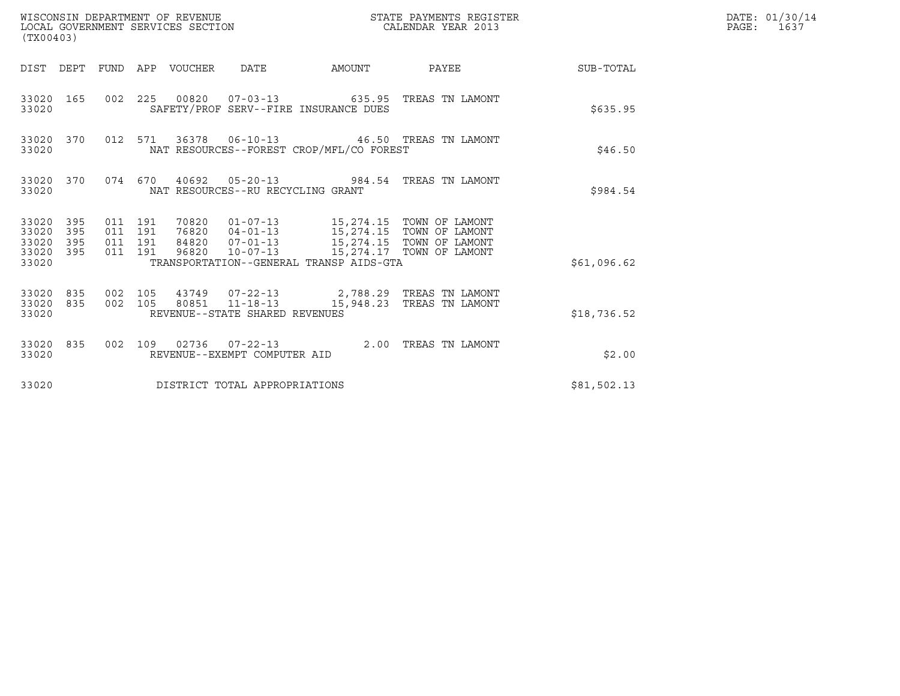WISCONSIN DEPARTMENT OF REVENUE
LOCAL GOVERNMENT SERVICES SECTION
(TX00403)

STATE PAYMENTS REGISTER
CALENDAR YEAR 2013

DATE: 01/30/14
PAGE: 1637

| DIST | DEPT | FUND | APP | VOUCHER | DATE | AMOUNT | PAYEE | SUB-TOTAL |
|---|---|---|---|---|---|---|---|---|
| 33020 | 165 | 002 | 225 | 00820 | 07-03-13 | 635.95 | TREAS TN LAMONT | |
| 33020 | | | | SAFETY/PROF SERV--FIRE INSURANCE DUES | | | | $635.95 |
| 33020 | 370 | 012 | 571 | 36378 | 06-10-13 | 46.50 | TREAS TN LAMONT | |
| 33020 | | | | NAT RESOURCES--FOREST CROP/MFL/CO FOREST | | | | $46.50 |
| 33020 | 370 | 074 | 670 | 40692 | 05-20-13 | 984.54 | TREAS TN LAMONT | |
| 33020 | | | | NAT RESOURCES--RU RECYCLING GRANT | | | | $984.54 |
| 33020 | 395 | 011 | 191 | 70820 | 01-07-13 | 15,274.15 | TOWN OF LAMONT | |
| 33020 | 395 | 011 | 191 | 76820 | 04-01-13 | 15,274.15 | TOWN OF LAMONT | |
| 33020 | 395 | 011 | 191 | 84820 | 07-01-13 | 15,274.15 | TOWN OF LAMONT | |
| 33020 | 395 | 011 | 191 | 96820 | 10-07-13 | 15,274.17 | TOWN OF LAMONT | |
| 33020 | | | | TRANSPORTATION--GENERAL TRANSP AIDS-GTA | | | | $61,096.62 |
| 33020 | 835 | 002 | 105 | 43749 | 07-22-13 | 2,788.29 | TREAS TN LAMONT | |
| 33020 | 835 | 002 | 105 | 80851 | 11-18-13 | 15,948.23 | TREAS TN LAMONT | |
| 33020 | | | | REVENUE--STATE SHARED REVENUES | | | | $18,736.52 |
| 33020 | 835 | 002 | 109 | 02736 | 07-22-13 | 2.00 | TREAS TN LAMONT | |
| 33020 | | | | REVENUE--EXEMPT COMPUTER AID | | | | $2.00 |
| 33020 | | | | DISTRICT TOTAL APPROPRIATIONS | | | | $81,502.13 |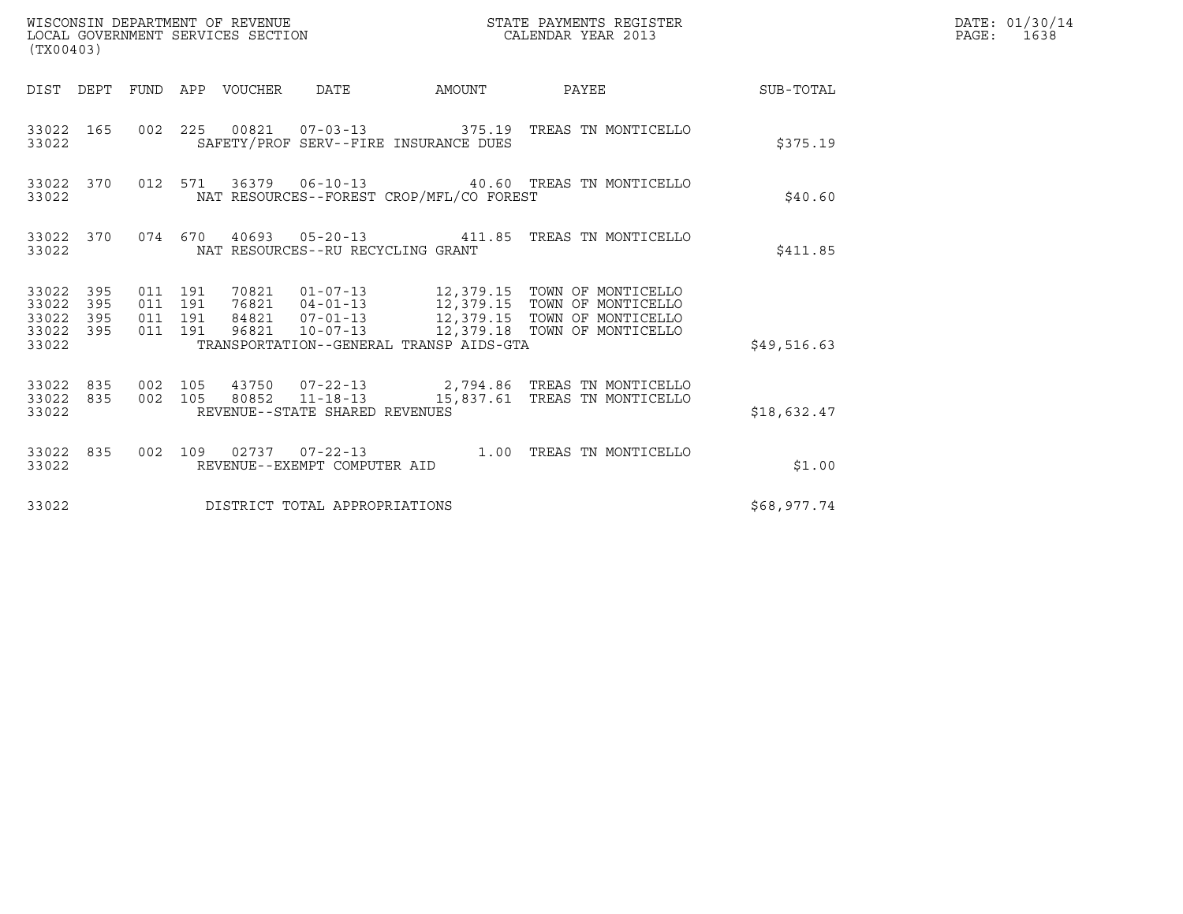WISCONSIN DEPARTMENT OF REVENUE
LOCAL GOVERNMENT SERVICES SECTION
(TX00403)

STATE PAYMENTS REGISTER
CALENDAR YEAR 2013

DATE: 01/30/14
PAGE: 1638

| DIST | DEPT | FUND | APP | VOUCHER | DATE | AMOUNT | PAYEE | SUB-TOTAL |
|---|---|---|---|---|---|---|---|---|
| 33022 | 165 | 002 | 225 | 00821 | 07-03-13 | 375.19 | TREAS TN MONTICELLO | |
| 33022 | | | | SAFETY/PROF SERV--FIRE INSURANCE DUES | | | | $375.19 |
| 33022 | 370 | 012 | 571 | 36379 | 06-10-13 | 40.60 | TREAS TN MONTICELLO | |
| 33022 | | | | NAT RESOURCES--FOREST CROP/MFL/CO FOREST | | | | $40.60 |
| 33022 | 370 | 074 | 670 | 40693 | 05-20-13 | 411.85 | TREAS TN MONTICELLO | |
| 33022 | | | | NAT RESOURCES--RU RECYCLING GRANT | | | | $411.85 |
| 33022 | 395 | 011 | 191 | 70821 | 01-07-13 | 12,379.15 | TOWN OF MONTICELLO | |
| 33022 | 395 | 011 | 191 | 76821 | 04-01-13 | 12,379.15 | TOWN OF MONTICELLO | |
| 33022 | 395 | 011 | 191 | 84821 | 07-01-13 | 12,379.15 | TOWN OF MONTICELLO | |
| 33022 | 395 | 011 | 191 | 96821 | 10-07-13 | 12,379.18 | TOWN OF MONTICELLO | |
| 33022 | | | | TRANSPORTATION--GENERAL TRANSP AIDS-GTA | | | | $49,516.63 |
| 33022 | 835 | 002 | 105 | 43750 | 07-22-13 | 2,794.86 | TREAS TN MONTICELLO | |
| 33022 | 835 | 002 | 105 | 80852 | 11-18-13 | 15,837.61 | TREAS TN MONTICELLO | |
| 33022 | | | | REVENUE--STATE SHARED REVENUES | | | | $18,632.47 |
| 33022 | 835 | 002 | 109 | 02737 | 07-22-13 | 1.00 | TREAS TN MONTICELLO | |
| 33022 | | | | REVENUE--EXEMPT COMPUTER AID | | | | $1.00 |
| 33022 | | | | DISTRICT TOTAL APPROPRIATIONS | | | | $68,977.74 |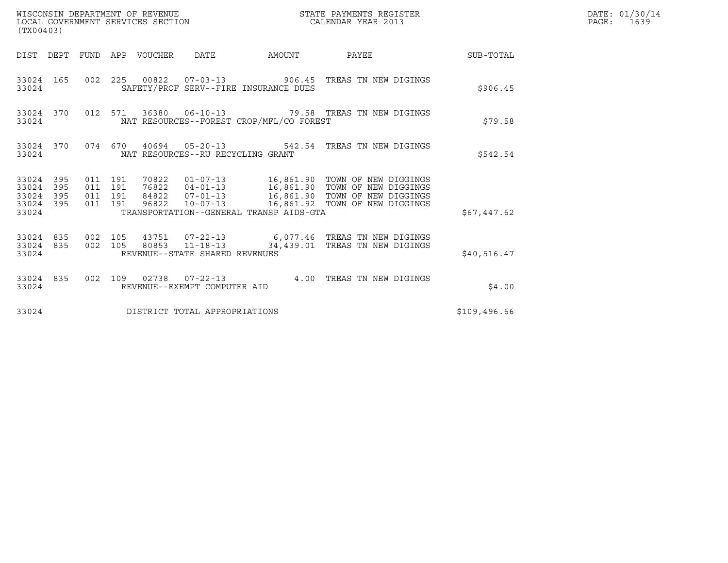WISCONSIN DEPARTMENT OF REVENUE
LOCAL GOVERNMENT SERVICES SECTION
(TX00403)

STATE PAYMENTS REGISTER
CALENDAR YEAR 2013

DATE: 01/30/14
PAGE: 1639

| DIST | DEPT | FUND | APP | VOUCHER | DATE | AMOUNT | PAYEE | SUB-TOTAL |
|---|---|---|---|---|---|---|---|---|
| 33024 | 165 | 002 | 225 | 00822 | 07-03-13 | 906.45 | TREAS TN NEW DIGINGS | |
| 33024 | | | | SAFETY/PROF SERV--FIRE INSURANCE DUES | | | | $906.45 |
| 33024 | 370 | 012 | 571 | 36380 | 06-10-13 | 79.58 | TREAS TN NEW DIGINGS | |
| 33024 | | | | NAT RESOURCES--FOREST CROP/MFL/CO FOREST | | | | $79.58 |
| 33024 | 370 | 074 | 670 | 40694 | 05-20-13 | 542.54 | TREAS TN NEW DIGINGS | |
| 33024 | | | | NAT RESOURCES--RU RECYCLING GRANT | | | | $542.54 |
| 33024 | 395 | 011 | 191 | 70822 | 01-07-13 | 16,861.90 | TOWN OF NEW DIGGINGS | |
| 33024 | 395 | 011 | 191 | 76822 | 04-01-13 | 16,861.90 | TOWN OF NEW DIGGINGS | |
| 33024 | 395 | 011 | 191 | 84822 | 07-01-13 | 16,861.90 | TOWN OF NEW DIGGINGS | |
| 33024 | 395 | 011 | 191 | 96822 | 10-07-13 | 16,861.92 | TOWN OF NEW DIGGINGS | |
| 33024 | | | | TRANSPORTATION--GENERAL TRANSP AIDS-GTA | | | | $67,447.62 |
| 33024 | 835 | 002 | 105 | 43751 | 07-22-13 | 6,077.46 | TREAS TN NEW DIGINGS | |
| 33024 | 835 | 002 | 105 | 80853 | 11-18-13 | 34,439.01 | TREAS TN NEW DIGINGS | |
| 33024 | | | | REVENUE--STATE SHARED REVENUES | | | | $40,516.47 |
| 33024 | 835 | 002 | 109 | 02738 | 07-22-13 | 4.00 | TREAS TN NEW DIGINGS | |
| 33024 | | | | REVENUE--EXEMPT COMPUTER AID | | | | $4.00 |
| 33024 | | | | DISTRICT TOTAL APPROPRIATIONS | | | | $109,496.66 |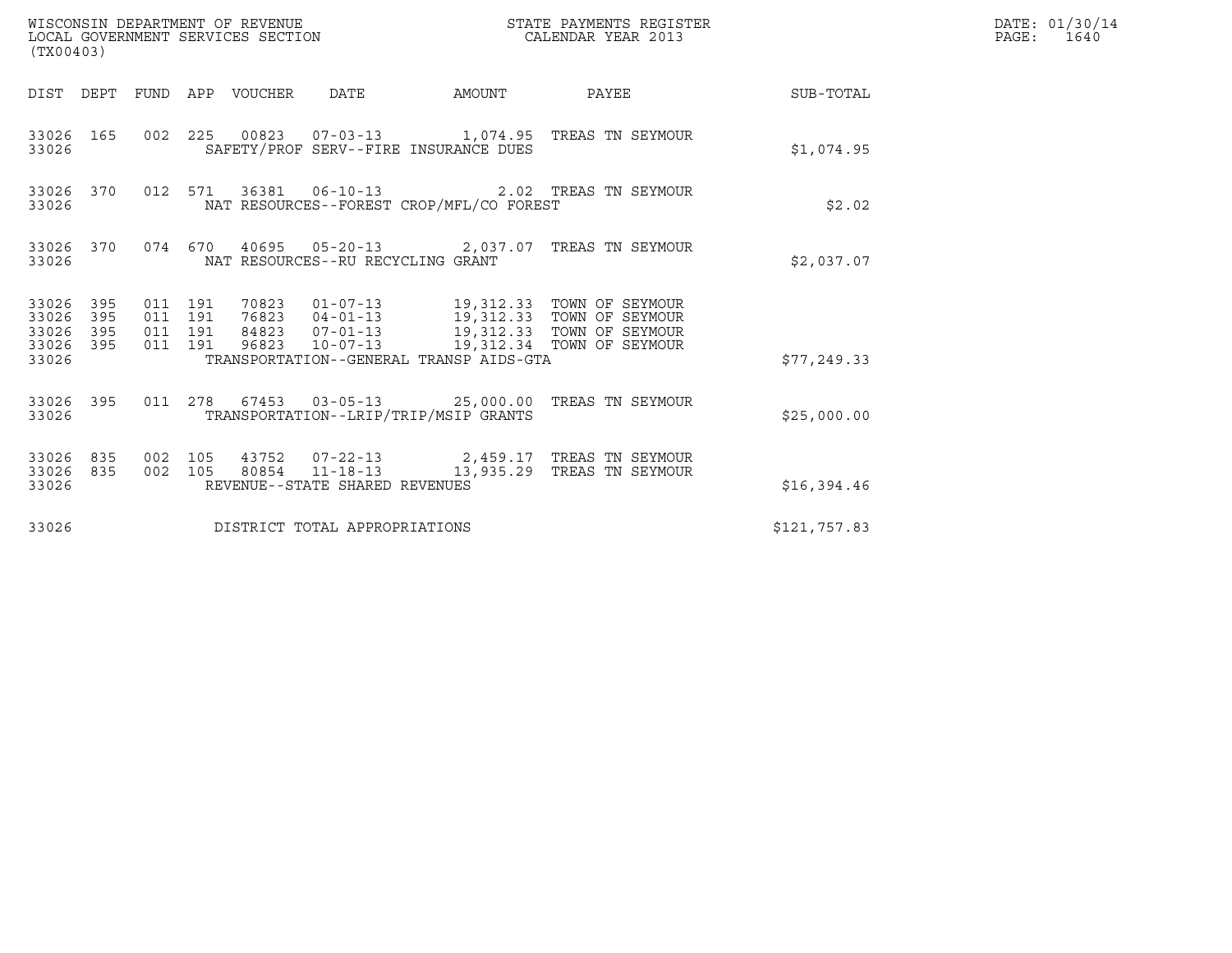WISCONSIN DEPARTMENT OF REVENUE
LOCAL GOVERNMENT SERVICES SECTION
(TX00403)

STATE PAYMENTS REGISTER
CALENDAR YEAR 2013

DATE: 01/30/14
PAGE: 1640

| DIST | DEPT | FUND | APP | VOUCHER | DATE | AMOUNT | PAYEE | SUB-TOTAL |
|---|---|---|---|---|---|---|---|---|
| 33026 | 165 | 002 | 225 | 00823 | 07-03-13 | 1,074.95 | TREAS TN SEYMOUR | |
| 33026 | | | | SAFETY/PROF SERV--FIRE INSURANCE DUES | | | | $1,074.95 |
| 33026 | 370 | 012 | 571 | 36381 | 06-10-13 | 2.02 | TREAS TN SEYMOUR | |
| 33026 | | | | NAT RESOURCES--FOREST CROP/MFL/CO FOREST | | | | $2.02 |
| 33026 | 370 | 074 | 670 | 40695 | 05-20-13 | 2,037.07 | TREAS TN SEYMOUR | |
| 33026 | | | | NAT RESOURCES--RU RECYCLING GRANT | | | | $2,037.07 |
| 33026 | 395 | 011 | 191 | 70823 | 01-07-13 | 19,312.33 | TOWN OF SEYMOUR | |
| 33026 | 395 | 011 | 191 | 76823 | 04-01-13 | 19,312.33 | TOWN OF SEYMOUR | |
| 33026 | 395 | 011 | 191 | 84823 | 07-01-13 | 19,312.33 | TOWN OF SEYMOUR | |
| 33026 | 395 | 011 | 191 | 96823 | 10-07-13 | 19,312.34 | TOWN OF SEYMOUR | |
| 33026 | | | | TRANSPORTATION--GENERAL TRANSP AIDS-GTA | | | | $77,249.33 |
| 33026 | 395 | 011 | 278 | 67453 | 03-05-13 | 25,000.00 | TREAS TN SEYMOUR | |
| 33026 | | | | TRANSPORTATION--LRIP/TRIP/MSIP GRANTS | | | | $25,000.00 |
| 33026 | 835 | 002 | 105 | 43752 | 07-22-13 | 2,459.17 | TREAS TN SEYMOUR | |
| 33026 | 835 | 002 | 105 | 80854 | 11-18-13 | 13,935.29 | TREAS TN SEYMOUR | |
| 33026 | | | | REVENUE--STATE SHARED REVENUES | | | | $16,394.46 |
| 33026 | | | | DISTRICT TOTAL APPROPRIATIONS | | | | $121,757.83 |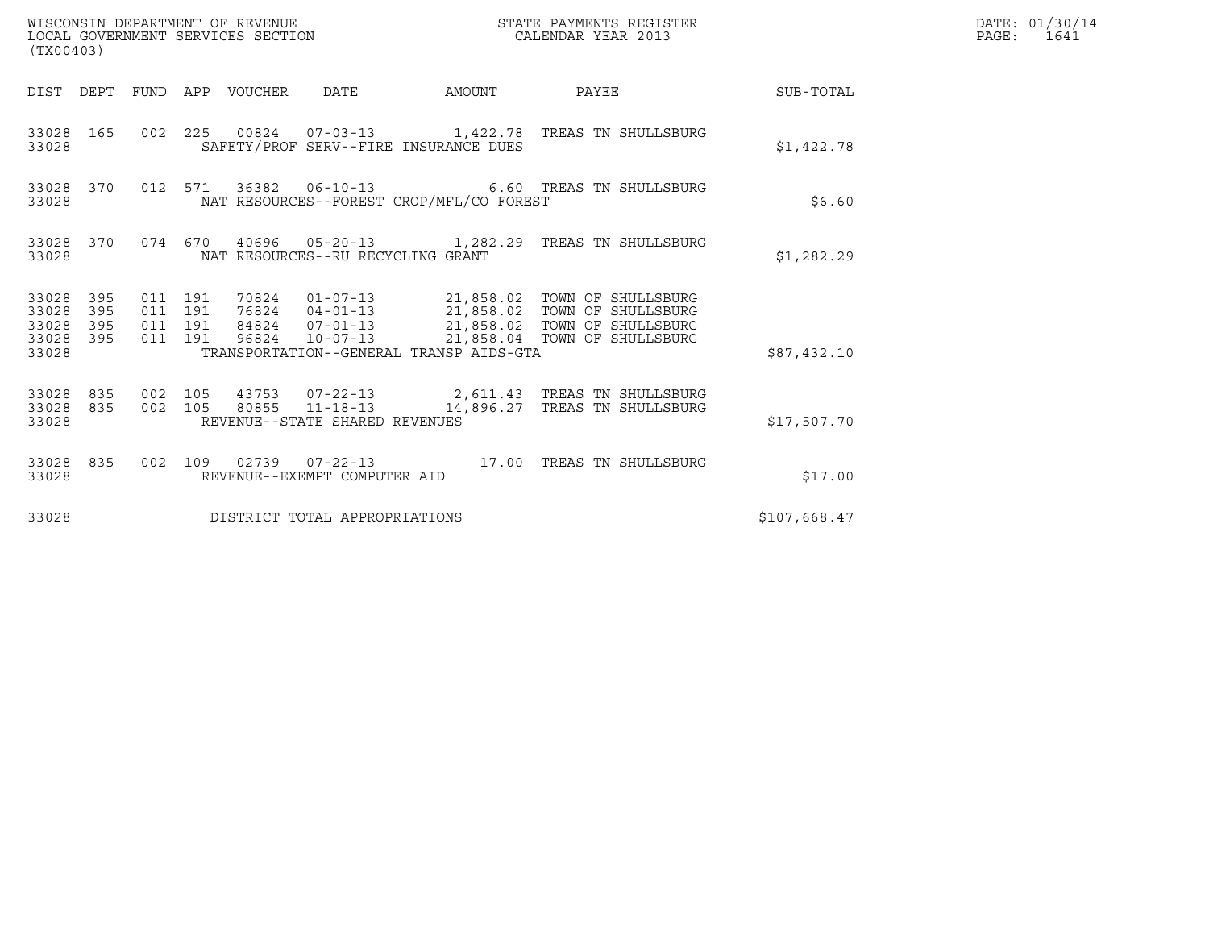WISCONSIN DEPARTMENT OF REVENUE
LOCAL GOVERNMENT SERVICES SECTION
(TX00403)

STATE PAYMENTS REGISTER
CALENDAR YEAR 2013

| DIST | DEPT | FUND | APP | VOUCHER | DATE | AMOUNT | PAYEE | SUB-TOTAL |
|---|---|---|---|---|---|---|---|---|
| 33028 | 165 | 002 | 225 | 00824 | 07-03-13 | 1,422.78 | TREAS TN SHULLSBURG | |
| 33028 | | | | SAFETY/PROF SERV--FIRE INSURANCE DUES | | | | $1,422.78 |
| 33028 | 370 | 012 | 571 | 36382 | 06-10-13 | 6.60 | TREAS TN SHULLSBURG | |
| 33028 | | | | NAT RESOURCES--FOREST CROP/MFL/CO FOREST | | | | $6.60 |
| 33028 | 370 | 074 | 670 | 40696 | 05-20-13 | 1,282.29 | TREAS TN SHULLSBURG | |
| 33028 | | | | NAT RESOURCES--RU RECYCLING GRANT | | | | $1,282.29 |
| 33028 | 395 | 011 | 191 | 70824 | 01-07-13 | 21,858.02 | TOWN OF SHULLSBURG | |
| 33028 | 395 | 011 | 191 | 76824 | 04-01-13 | 21,858.02 | TOWN OF SHULLSBURG | |
| 33028 | 395 | 011 | 191 | 84824 | 07-01-13 | 21,858.02 | TOWN OF SHULLSBURG | |
| 33028 | 395 | 011 | 191 | 96824 | 10-07-13 | 21,858.04 | TOWN OF SHULLSBURG | |
| 33028 | | | | TRANSPORTATION--GENERAL TRANSP AIDS-GTA | | | | $87,432.10 |
| 33028 | 835 | 002 | 105 | 43753 | 07-22-13 | 2,611.43 | TREAS TN SHULLSBURG | |
| 33028 | 835 | 002 | 105 | 80855 | 11-18-13 | 14,896.27 | TREAS TN SHULLSBURG | |
| 33028 | | | | REVENUE--STATE SHARED REVENUES | | | | $17,507.70 |
| 33028 | 835 | 002 | 109 | 02739 | 07-22-13 | 17.00 | TREAS TN SHULLSBURG | |
| 33028 | | | | REVENUE--EXEMPT COMPUTER AID | | | | $17.00 |
| 33028 | | | | DISTRICT TOTAL APPROPRIATIONS | | | | $107,668.47 |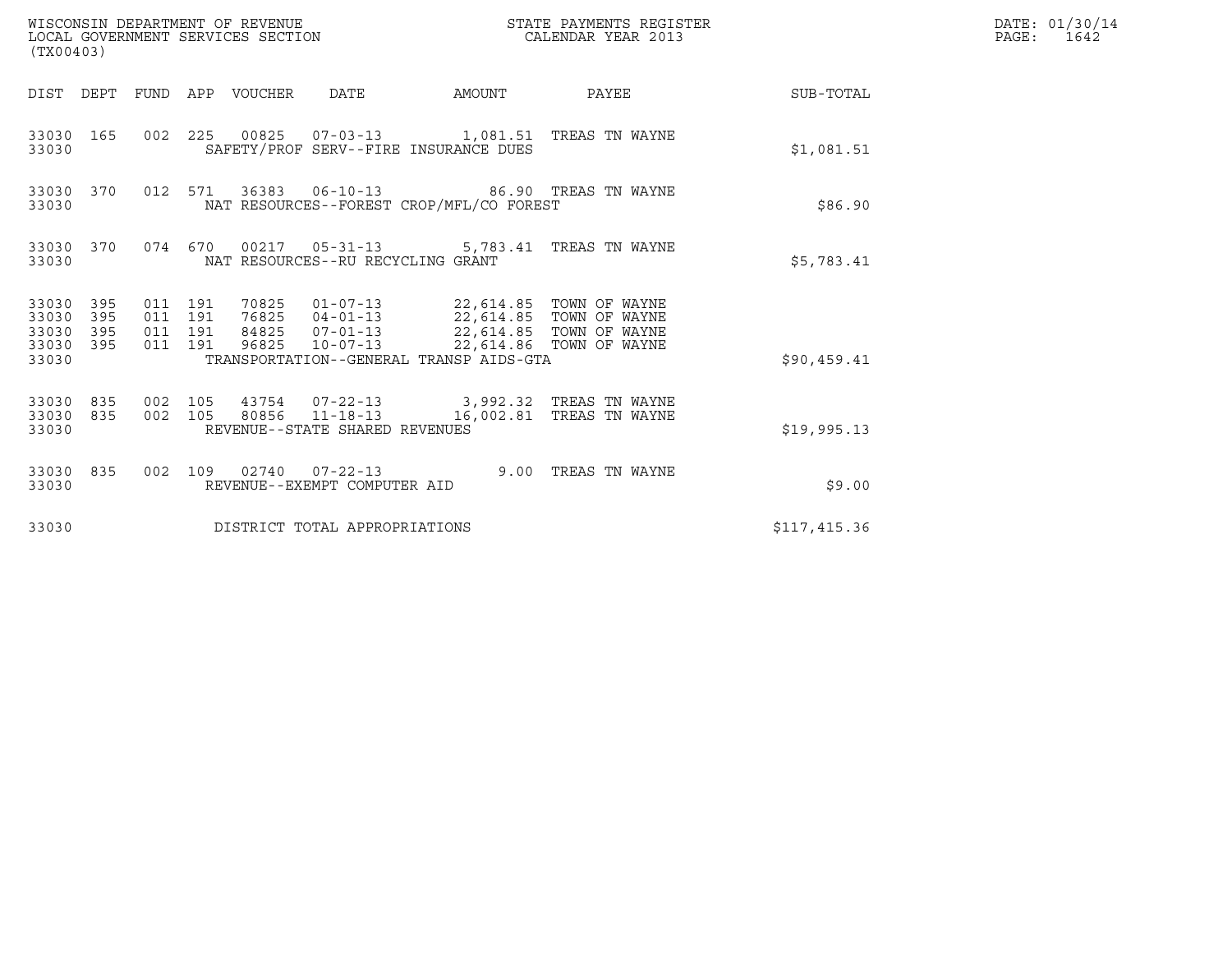WISCONSIN DEPARTMENT OF REVENUE
LOCAL GOVERNMENT SERVICES SECTION
(TX00403)

STATE PAYMENTS REGISTER
CALENDAR YEAR 2013

DATE: 01/30/14
PAGE: 1642

| DIST | DEPT | FUND | APP | VOUCHER | DATE | AMOUNT | PAYEE | SUB-TOTAL |
|---|---|---|---|---|---|---|---|---|
| 33030 | 165 | 002 | 225 | 00825 | 07-03-13 | 1,081.51 | TREAS TN WAYNE | |
| 33030 | | | | SAFETY/PROF SERV--FIRE INSURANCE DUES | | | | $1,081.51 |
| 33030 | 370 | 012 | 571 | 36383 | 06-10-13 | 86.90 | TREAS TN WAYNE | |
| 33030 | | | | NAT RESOURCES--FOREST CROP/MFL/CO FOREST | | | | $86.90 |
| 33030 | 370 | 074 | 670 | 00217 | 05-31-13 | 5,783.41 | TREAS TN WAYNE | |
| 33030 | | | | NAT RESOURCES--RU RECYCLING GRANT | | | | $5,783.41 |
| 33030 | 395 | 011 | 191 | 70825 | 01-07-13 | 22,614.85 | TOWN OF WAYNE | |
| 33030 | 395 | 011 | 191 | 76825 | 04-01-13 | 22,614.85 | TOWN OF WAYNE | |
| 33030 | 395 | 011 | 191 | 84825 | 07-01-13 | 22,614.85 | TOWN OF WAYNE | |
| 33030 | 395 | 011 | 191 | 96825 | 10-07-13 | 22,614.86 | TOWN OF WAYNE | |
| 33030 | | | | TRANSPORTATION--GENERAL TRANSP AIDS-GTA | | | | $90,459.41 |
| 33030 | 835 | 002 | 105 | 43754 | 07-22-13 | 3,992.32 | TREAS TN WAYNE | |
| 33030 | 835 | 002 | 105 | 80856 | 11-18-13 | 16,002.81 | TREAS TN WAYNE | |
| 33030 | | | | REVENUE--STATE SHARED REVENUES | | | | $19,995.13 |
| 33030 | 835 | 002 | 109 | 02740 | 07-22-13 | 9.00 | TREAS TN WAYNE | |
| 33030 | | | | REVENUE--EXEMPT COMPUTER AID | | | | $9.00 |
| 33030 | | | | DISTRICT TOTAL APPROPRIATIONS | | | | $117,415.36 |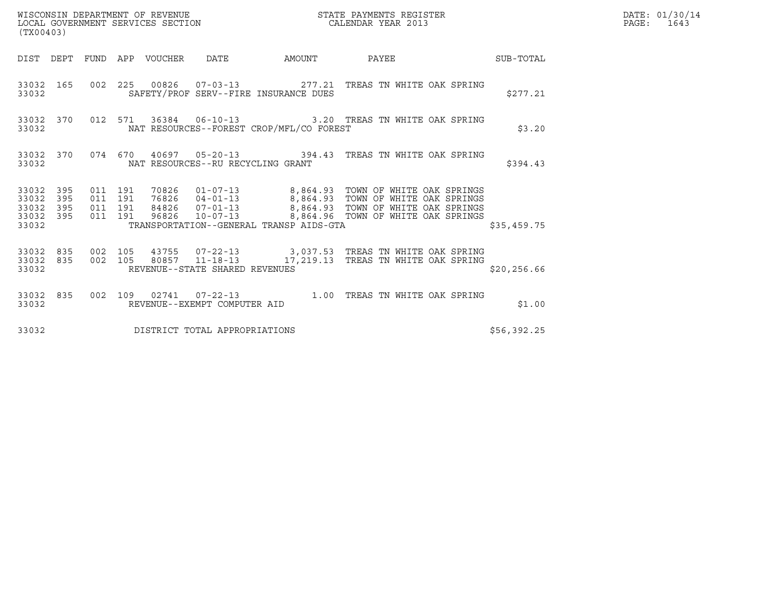WISCONSIN DEPARTMENT OF REVENUE
LOCAL GOVERNMENT SERVICES SECTION
(TX00403)

STATE PAYMENTS REGISTER
CALENDAR YEAR 2013

DATE: 01/30/14
PAGE: 1643

| DIST | DEPT | FUND | APP | VOUCHER | DATE | AMOUNT | PAYEE | SUB-TOTAL |
|---|---|---|---|---|---|---|---|---|
| 33032 | 165 | 002 | 225 | 00826 | 07-03-13 | 277.21 | TREAS TN WHITE OAK SPRING | |
| 33032 | | | | | SAFETY/PROF SERV--FIRE INSURANCE DUES | | | $277.21 |
| 33032 | 370 | 012 | 571 | 36384 | 06-10-13 | 3.20 | TREAS TN WHITE OAK SPRING | |
| 33032 | | | | | NAT RESOURCES--FOREST CROP/MFL/CO FOREST | | | $3.20 |
| 33032 | 370 | 074 | 670 | 40697 | 05-20-13 | 394.43 | TREAS TN WHITE OAK SPRING | |
| 33032 | | | | | NAT RESOURCES--RU RECYCLING GRANT | | | $394.43 |
| 33032 | 395 | 011 | 191 | 70826 | 01-07-13 | 8,864.93 | TOWN OF WHITE OAK SPRINGS | |
| 33032 | 395 | 011 | 191 | 76826 | 04-01-13 | 8,864.93 | TOWN OF WHITE OAK SPRINGS | |
| 33032 | 395 | 011 | 191 | 84826 | 07-01-13 | 8,864.93 | TOWN OF WHITE OAK SPRINGS | |
| 33032 | 395 | 011 | 191 | 96826 | 10-07-13 | 8,864.96 | TOWN OF WHITE OAK SPRINGS | |
| 33032 | | | | | TRANSPORTATION--GENERAL TRANSP AIDS-GTA | | | $35,459.75 |
| 33032 | 835 | 002 | 105 | 43755 | 07-22-13 | 3,037.53 | TREAS TN WHITE OAK SPRING | |
| 33032 | 835 | 002 | 105 | 80857 | 11-18-13 | 17,219.13 | TREAS TN WHITE OAK SPRING | |
| 33032 | | | | | REVENUE--STATE SHARED REVENUES | | | $20,256.66 |
| 33032 | 835 | 002 | 109 | 02741 | 07-22-13 | 1.00 | TREAS TN WHITE OAK SPRING | |
| 33032 | | | | | REVENUE--EXEMPT COMPUTER AID | | | $1.00 |
| 33032 | | | | | DISTRICT TOTAL APPROPRIATIONS | | | $56,392.25 |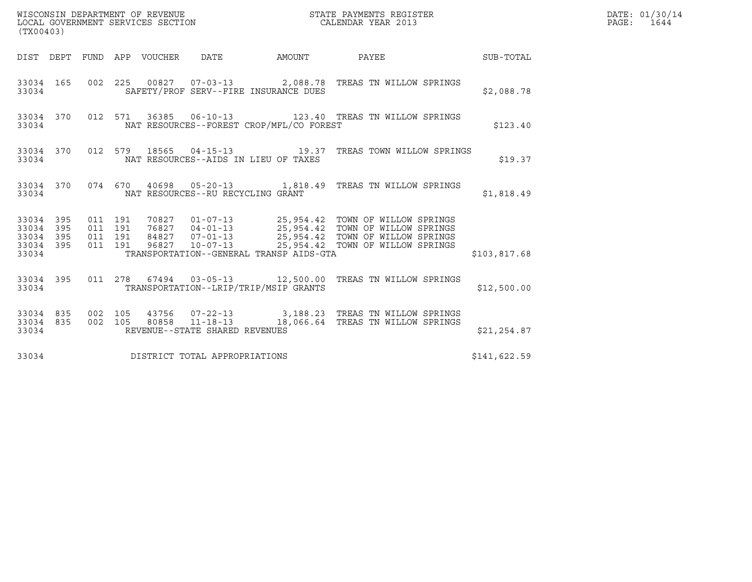WISCONSIN DEPARTMENT OF REVENUE
LOCAL GOVERNMENT SERVICES SECTION
(TX00403)

STATE PAYMENTS REGISTER
CALENDAR YEAR 2013

| DIST | DEPT | FUND | APP | VOUCHER | DATE | AMOUNT | PAYEE | SUB-TOTAL |
|---|---|---|---|---|---|---|---|---|
| 33034 | 165 | 002 | 225 | 00827 | 07-03-13 | 2,088.78 | TREAS TN WILLOW SPRINGS | |
| 33034 | | | | SAFETY/PROF SERV--FIRE INSURANCE DUES | | | | $2,088.78 |
| 33034 | 370 | 012 | 571 | 36385 | 06-10-13 | 123.40 | TREAS TN WILLOW SPRINGS | |
| 33034 | | | | NAT RESOURCES--FOREST CROP/MFL/CO FOREST | | | | $123.40 |
| 33034 | 370 | 012 | 579 | 18565 | 04-15-13 | 19.37 | TREAS TOWN WILLOW SPRINGS | |
| 33034 | | | | NAT RESOURCES--AIDS IN LIEU OF TAXES | | | | $19.37 |
| 33034 | 370 | 074 | 670 | 40698 | 05-20-13 | 1,818.49 | TREAS TN WILLOW SPRINGS | |
| 33034 | | | | NAT RESOURCES--RU RECYCLING GRANT | | | | $1,818.49 |
| 33034 | 395 | 011 | 191 | 70827 | 01-07-13 | 25,954.42 | TOWN OF WILLOW SPRINGS | |
| 33034 | 395 | 011 | 191 | 76827 | 04-01-13 | 25,954.42 | TOWN OF WILLOW SPRINGS | |
| 33034 | 395 | 011 | 191 | 84827 | 07-01-13 | 25,954.42 | TOWN OF WILLOW SPRINGS | |
| 33034 | 395 | 011 | 191 | 96827 | 10-07-13 | 25,954.42 | TOWN OF WILLOW SPRINGS | |
| 33034 | | | | TRANSPORTATION--GENERAL TRANSP AIDS-GTA | | | | $103,817.68 |
| 33034 | 395 | 011 | 278 | 67494 | 03-05-13 | 12,500.00 | TREAS TN WILLOW SPRINGS | |
| 33034 | | | | TRANSPORTATION--LRIP/TRIP/MSIP GRANTS | | | | $12,500.00 |
| 33034 | 835 | 002 | 105 | 43756 | 07-22-13 | 3,188.23 | TREAS TN WILLOW SPRINGS | |
| 33034 | 835 | 002 | 105 | 80858 | 11-18-13 | 18,066.64 | TREAS TN WILLOW SPRINGS | |
| 33034 | | | | REVENUE--STATE SHARED REVENUES | | | | $21,254.87 |
| 33034 | | | | DISTRICT TOTAL APPROPRIATIONS | | | | $141,622.59 |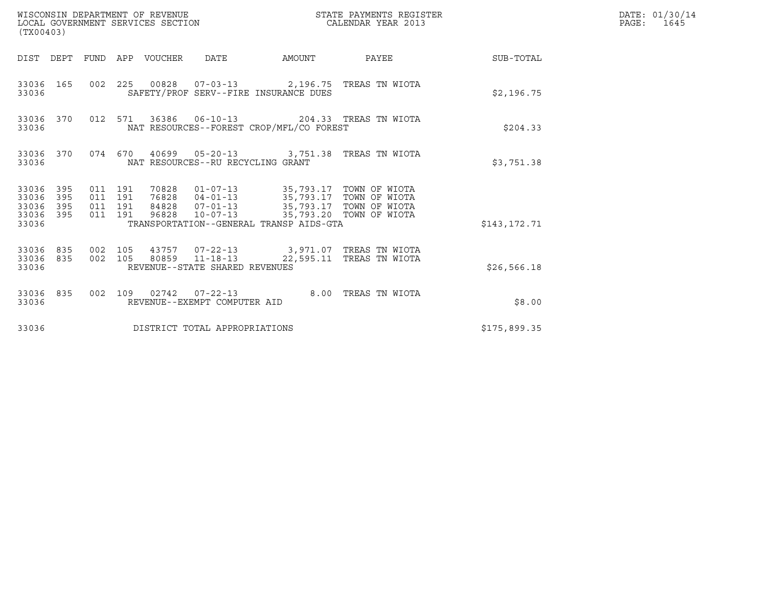WISCONSIN DEPARTMENT OF REVENUE
LOCAL GOVERNMENT SERVICES SECTION
(TX00403)

STATE PAYMENTS REGISTER
CALENDAR YEAR 2013

DATE: 01/30/14
PAGE: 1645

| DIST | DEPT | FUND | APP | VOUCHER | DATE | AMOUNT | PAYEE | SUB-TOTAL |
|---|---|---|---|---|---|---|---|---|
| 33036 | 165 | 002 | 225 | 00828 | 07-03-13 | 2,196.75 | TREAS TN WIOTA | |
| 33036 | | | | SAFETY/PROF SERV--FIRE INSURANCE DUES | | | | $2,196.75 |
| 33036 | 370 | 012 | 571 | 36386 | 06-10-13 | 204.33 | TREAS TN WIOTA | |
| 33036 | | | | NAT RESOURCES--FOREST CROP/MFL/CO FOREST | | | | $204.33 |
| 33036 | 370 | 074 | 670 | 40699 | 05-20-13 | 3,751.38 | TREAS TN WIOTA | |
| 33036 | | | | NAT RESOURCES--RU RECYCLING GRANT | | | | $3,751.38 |
| 33036 | 395 | 011 | 191 | 70828 | 01-07-13 | 35,793.17 | TOWN OF WIOTA | |
| 33036 | 395 | 011 | 191 | 76828 | 04-01-13 | 35,793.17 | TOWN OF WIOTA | |
| 33036 | 395 | 011 | 191 | 84828 | 07-01-13 | 35,793.17 | TOWN OF WIOTA | |
| 33036 | 395 | 011 | 191 | 96828 | 10-07-13 | 35,793.20 | TOWN OF WIOTA | |
| 33036 | | | | TRANSPORTATION--GENERAL TRANSP AIDS-GTA | | | | $143,172.71 |
| 33036 | 835 | 002 | 105 | 43757 | 07-22-13 | 3,971.07 | TREAS TN WIOTA | |
| 33036 | 835 | 002 | 105 | 80859 | 11-18-13 | 22,595.11 | TREAS TN WIOTA | |
| 33036 | | | | REVENUE--STATE SHARED REVENUES | | | | $26,566.18 |
| 33036 | 835 | 002 | 109 | 02742 | 07-22-13 | 8.00 | TREAS TN WIOTA | |
| 33036 | | | | REVENUE--EXEMPT COMPUTER AID | | | | $8.00 |
| 33036 | | | | DISTRICT TOTAL APPROPRIATIONS | | | | $175,899.35 |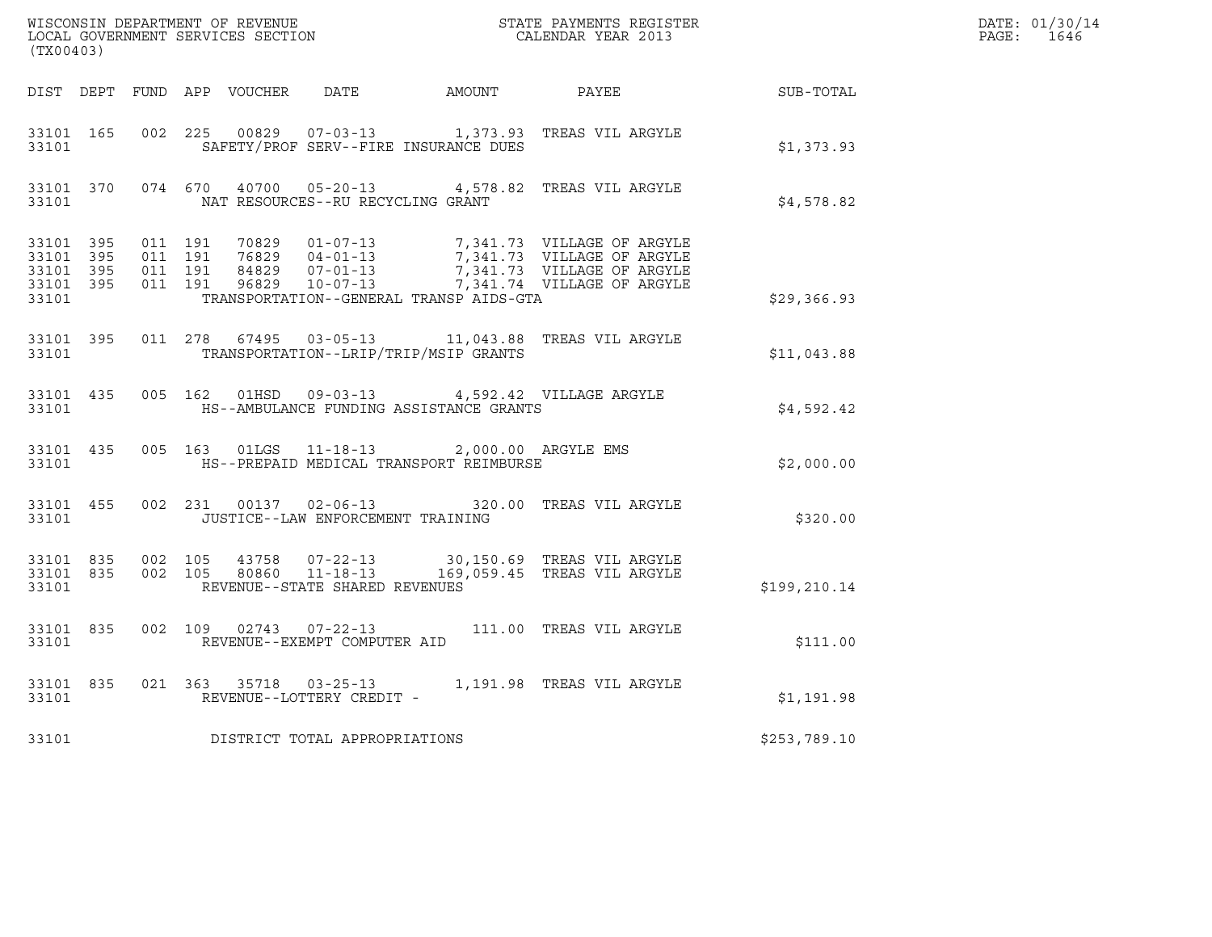WISCONSIN DEPARTMENT OF REVENUE
LOCAL GOVERNMENT SERVICES SECTION
(TX00403)

STATE PAYMENTS REGISTER
CALENDAR YEAR 2013

DATE: 01/30/14

| DIST | DEPT | FUND | APP | VOUCHER | DATE | AMOUNT | PAYEE | SUB-TOTAL |
|---|---|---|---|---|---|---|---|---|
| 33101 | 165 | 002 | 225 | 00829 | 07-03-13 | 1,373.93 | TREAS VIL ARGYLE | |
| 33101 | | | | SAFETY/PROF SERV--FIRE INSURANCE DUES | | | | $1,373.93 |
| 33101 | 370 | 074 | 670 | 40700 | 05-20-13 | 4,578.82 | TREAS VIL ARGYLE | |
| 33101 | | | | NAT RESOURCES--RU RECYCLING GRANT | | | | $4,578.82 |
| 33101 | 395 | 011 | 191 | 70829 | 01-07-13 | 7,341.73 | VILLAGE OF ARGYLE | |
| 33101 | 395 | 011 | 191 | 76829 | 04-01-13 | 7,341.73 | VILLAGE OF ARGYLE | |
| 33101 | 395 | 011 | 191 | 84829 | 07-01-13 | 7,341.73 | VILLAGE OF ARGYLE | |
| 33101 | 395 | 011 | 191 | 96829 | 10-07-13 | 7,341.74 | VILLAGE OF ARGYLE | |
| 33101 | | | | TRANSPORTATION--GENERAL TRANSP AIDS-GTA | | | | $29,366.93 |
| 33101 | 395 | 011 | 278 | 67495 | 03-05-13 | 11,043.88 | TREAS VIL ARGYLE | |
| 33101 | | | | TRANSPORTATION--LRIP/TRIP/MSIP GRANTS | | | | $11,043.88 |
| 33101 | 435 | 005 | 162 | 01HSD | 09-03-13 | 4,592.42 | VILLAGE ARGYLE | |
| 33101 | | | | HS--AMBULANCE FUNDING ASSISTANCE GRANTS | | | | $4,592.42 |
| 33101 | 435 | 005 | 163 | 01LGS | 11-18-13 | 2,000.00 | ARGYLE EMS | |
| 33101 | | | | HS--PREPAID MEDICAL TRANSPORT REIMBURSE | | | | $2,000.00 |
| 33101 | 455 | 002 | 231 | 00137 | 02-06-13 | 320.00 | TREAS VIL ARGYLE | |
| 33101 | | | | JUSTICE--LAW ENFORCEMENT TRAINING | | | | $320.00 |
| 33101 | 835 | 002 | 105 | 43758 | 07-22-13 | 30,150.69 | TREAS VIL ARGYLE | |
| 33101 | 835 | 002 | 105 | 80860 | 11-18-13 | 169,059.45 | TREAS VIL ARGYLE | |
| 33101 | | | | REVENUE--STATE SHARED REVENUES | | | | $199,210.14 |
| 33101 | 835 | 002 | 109 | 02743 | 07-22-13 | 111.00 | TREAS VIL ARGYLE | |
| 33101 | | | | REVENUE--EXEMPT COMPUTER AID | | | | $111.00 |
| 33101 | 835 | 021 | 363 | 35718 | 03-25-13 | 1,191.98 | TREAS VIL ARGYLE | |
| 33101 | | | | REVENUE--LOTTERY CREDIT - | | | | $1,191.98 |
| 33101 | | | | DISTRICT TOTAL APPROPRIATIONS | | | | $253,789.10 |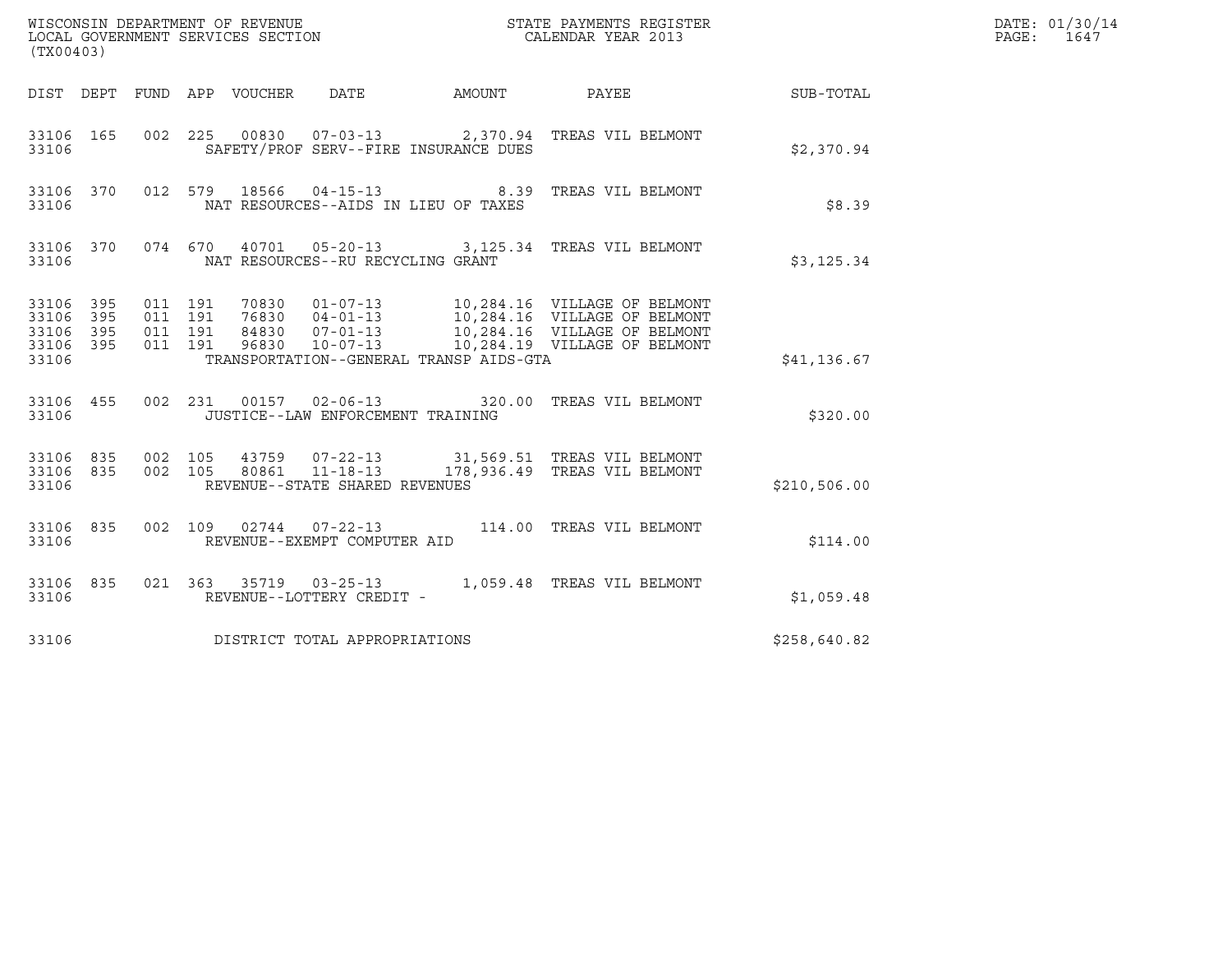WISCONSIN DEPARTMENT OF REVENUE
LOCAL GOVERNMENT SERVICES SECTION
(TX00403)

STATE PAYMENTS REGISTER
CALENDAR YEAR 2013

| DIST | DEPT | FUND | APP | VOUCHER | DATE | AMOUNT | PAYEE | SUB-TOTAL |
|---|---|---|---|---|---|---|---|---|
| 33106 | 165 | 002 | 225 | 00830 | 07-03-13 | 2,370.94 | TREAS VIL BELMONT | |
| 33106 | | | | | SAFETY/PROF SERV--FIRE INSURANCE DUES | | | $2,370.94 |
| 33106 | 370 | 012 | 579 | 18566 | 04-15-13 | 8.39 | TREAS VIL BELMONT | |
| 33106 | | | | | NAT RESOURCES--AIDS IN LIEU OF TAXES | | | $8.39 |
| 33106 | 370 | 074 | 670 | 40701 | 05-20-13 | 3,125.34 | TREAS VIL BELMONT | |
| 33106 | | | | | NAT RESOURCES--RU RECYCLING GRANT | | | $3,125.34 |
| 33106 | 395 | 011 | 191 | 70830 | 01-07-13 | 10,284.16 | VILLAGE OF BELMONT | |
| 33106 | 395 | 011 | 191 | 76830 | 04-01-13 | 10,284.16 | VILLAGE OF BELMONT | |
| 33106 | 395 | 011 | 191 | 84830 | 07-01-13 | 10,284.16 | VILLAGE OF BELMONT | |
| 33106 | 395 | 011 | 191 | 96830 | 10-07-13 | 10,284.19 | VILLAGE OF BELMONT | |
| 33106 | | | | | TRANSPORTATION--GENERAL TRANSP AIDS-GTA | | | $41,136.67 |
| 33106 | 455 | 002 | 231 | 00157 | 02-06-13 | 320.00 | TREAS VIL BELMONT | |
| 33106 | | | | | JUSTICE--LAW ENFORCEMENT TRAINING | | | $320.00 |
| 33106 | 835 | 002 | 105 | 43759 | 07-22-13 | 31,569.51 | TREAS VIL BELMONT | |
| 33106 | 835 | 002 | 105 | 80861 | 11-18-13 | 178,936.49 | TREAS VIL BELMONT | |
| 33106 | | | | | REVENUE--STATE SHARED REVENUES | | | $210,506.00 |
| 33106 | 835 | 002 | 109 | 02744 | 07-22-13 | 114.00 | TREAS VIL BELMONT | |
| 33106 | | | | | REVENUE--EXEMPT COMPUTER AID | | | $114.00 |
| 33106 | 835 | 021 | 363 | 35719 | 03-25-13 | 1,059.48 | TREAS VIL BELMONT | |
| 33106 | | | | | REVENUE--LOTTERY CREDIT - | | | $1,059.48 |
| 33106 | | | | | DISTRICT TOTAL APPROPRIATIONS | | | $258,640.82 |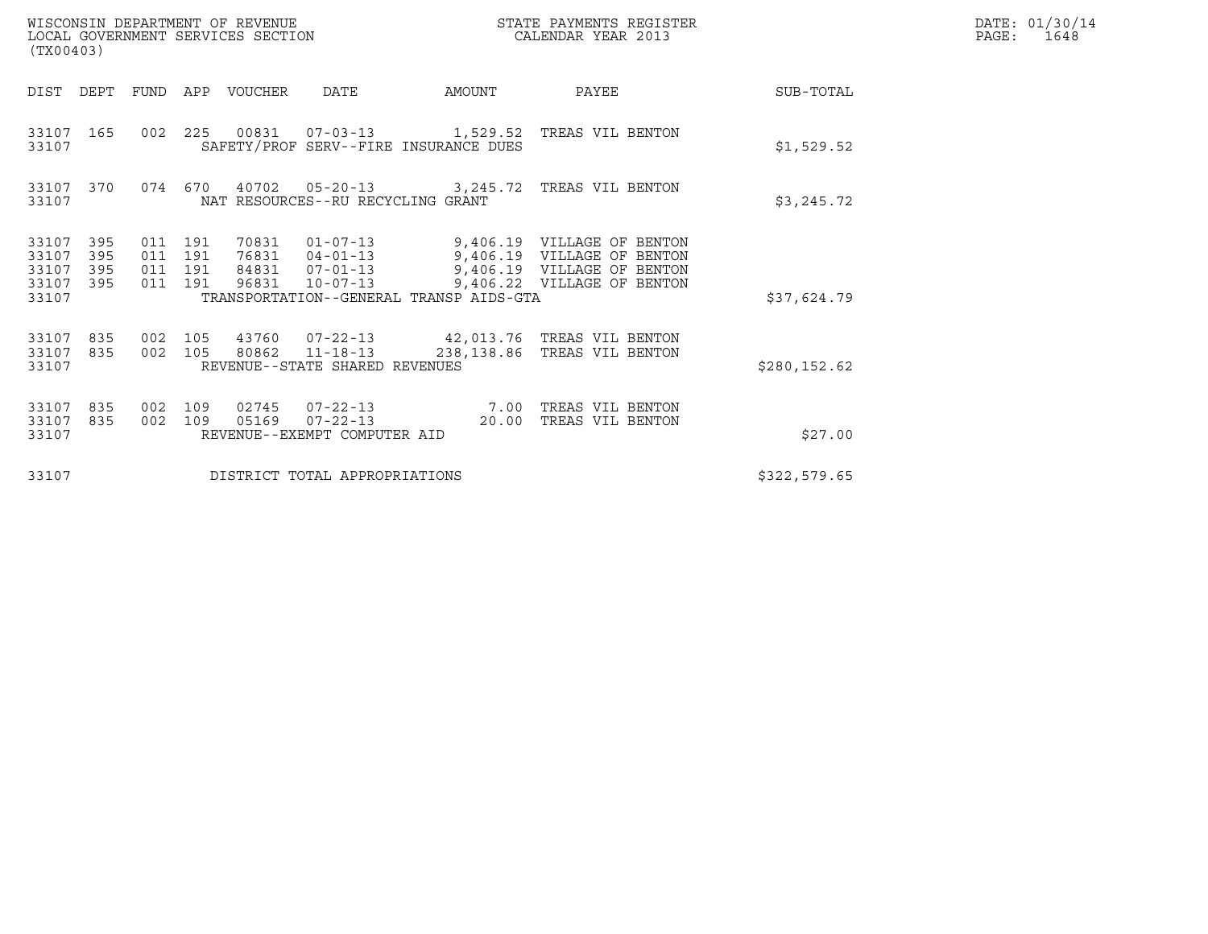WISCONSIN DEPARTMENT OF REVENUE
LOCAL GOVERNMENT SERVICES SECTION
(TX00403)

STATE PAYMENTS REGISTER
CALENDAR YEAR 2013

DATE: 01/30/14
PAGE: 1648

| DIST | DEPT | FUND | APP | VOUCHER | DATE | AMOUNT | PAYEE | SUB-TOTAL |
|---|---|---|---|---|---|---|---|---|
| 33107 | 165 | 002 | 225 | 00831 | 07-03-13 | 1,529.52 | TREAS VIL BENTON | |
| 33107 | | | | SAFETY/PROF SERV--FIRE INSURANCE DUES | | | | $1,529.52 |
| 33107 | 370 | 074 | 670 | 40702 | 05-20-13 | 3,245.72 | TREAS VIL BENTON | |
| 33107 | | | | NAT RESOURCES--RU RECYCLING GRANT | | | | $3,245.72 |
| 33107 | 395 | 011 | 191 | 70831 | 01-07-13 | 9,406.19 | VILLAGE OF BENTON | |
| 33107 | 395 | 011 | 191 | 76831 | 04-01-13 | 9,406.19 | VILLAGE OF BENTON | |
| 33107 | 395 | 011 | 191 | 84831 | 07-01-13 | 9,406.19 | VILLAGE OF BENTON | |
| 33107 | 395 | 011 | 191 | 96831 | 10-07-13 | 9,406.22 | VILLAGE OF BENTON | |
| 33107 | | | | TRANSPORTATION--GENERAL TRANSP AIDS-GTA | | | | $37,624.79 |
| 33107 | 835 | 002 | 105 | 43760 | 07-22-13 | 42,013.76 | TREAS VIL BENTON | |
| 33107 | 835 | 002 | 105 | 80862 | 11-18-13 | 238,138.86 | TREAS VIL BENTON | |
| 33107 | | | | REVENUE--STATE SHARED REVENUES | | | | $280,152.62 |
| 33107 | 835 | 002 | 109 | 02745 | 07-22-13 | 7.00 | TREAS VIL BENTON | |
| 33107 | 835 | 002 | 109 | 05169 | 07-22-13 | 20.00 | TREAS VIL BENTON | |
| 33107 | | | | REVENUE--EXEMPT COMPUTER AID | | | | $27.00 |
| 33107 | | | | DISTRICT TOTAL APPROPRIATIONS | | | | $322,579.65 |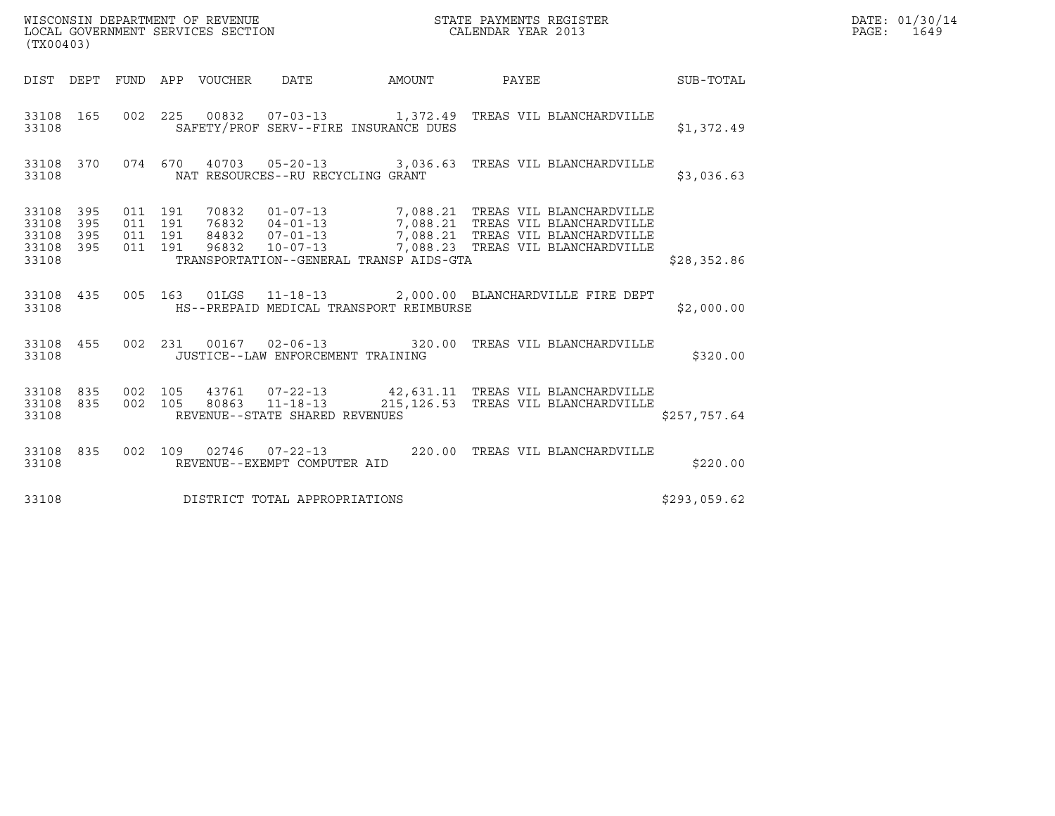WISCONSIN DEPARTMENT OF REVENUE
LOCAL GOVERNMENT SERVICES SECTION
(TX00403)

STATE PAYMENTS REGISTER
CALENDAR YEAR 2013

DATE: 01/30/14

| DIST | DEPT | FUND | APP | VOUCHER | DATE | AMOUNT | PAYEE | SUB-TOTAL |
|---|---|---|---|---|---|---|---|---|
| 33108 | 165 | 002 | 225 | 00832 | 07-03-13 | 1,372.49 | TREAS VIL BLANCHARDVILLE | |
| 33108 | | | | SAFETY/PROF SERV--FIRE INSURANCE DUES | | | | $1,372.49 |
| 33108 | 370 | 074 | 670 | 40703 | 05-20-13 | 3,036.63 | TREAS VIL BLANCHARDVILLE | |
| 33108 | | | | NAT RESOURCES--RU RECYCLING GRANT | | | | $3,036.63 |
| 33108 | 395 | 011 | 191 | 70832 | 01-07-13 | 7,088.21 | TREAS VIL BLANCHARDVILLE | |
| 33108 | 395 | 011 | 191 | 76832 | 04-01-13 | 7,088.21 | TREAS VIL BLANCHARDVILLE | |
| 33108 | 395 | 011 | 191 | 84832 | 07-01-13 | 7,088.21 | TREAS VIL BLANCHARDVILLE | |
| 33108 | 395 | 011 | 191 | 96832 | 10-07-13 | 7,088.23 | TREAS VIL BLANCHARDVILLE | |
| 33108 | | | | TRANSPORTATION--GENERAL TRANSP AIDS-GTA | | | | $28,352.86 |
| 33108 | 435 | 005 | 163 | 01LGS | 11-18-13 | 2,000.00 | BLANCHARDVILLE FIRE DEPT | |
| 33108 | | | | HS--PREPAID MEDICAL TRANSPORT REIMBURSE | | | | $2,000.00 |
| 33108 | 455 | 002 | 231 | 00167 | 02-06-13 | 320.00 | TREAS VIL BLANCHARDVILLE | |
| 33108 | | | | JUSTICE--LAW ENFORCEMENT TRAINING | | | | $320.00 |
| 33108 | 835 | 002 | 105 | 43761 | 07-22-13 | 42,631.11 | TREAS VIL BLANCHARDVILLE | |
| 33108 | 835 | 002 | 105 | 80863 | 11-18-13 | 215,126.53 | TREAS VIL BLANCHARDVILLE | |
| 33108 | | | | REVENUE--STATE SHARED REVENUES | | | | $257,757.64 |
| 33108 | 835 | 002 | 109 | 02746 | 07-22-13 | 220.00 | TREAS VIL BLANCHARDVILLE | |
| 33108 | | | | REVENUE--EXEMPT COMPUTER AID | | | | $220.00 |
| 33108 | | | | DISTRICT TOTAL APPROPRIATIONS | | | | $293,059.62 |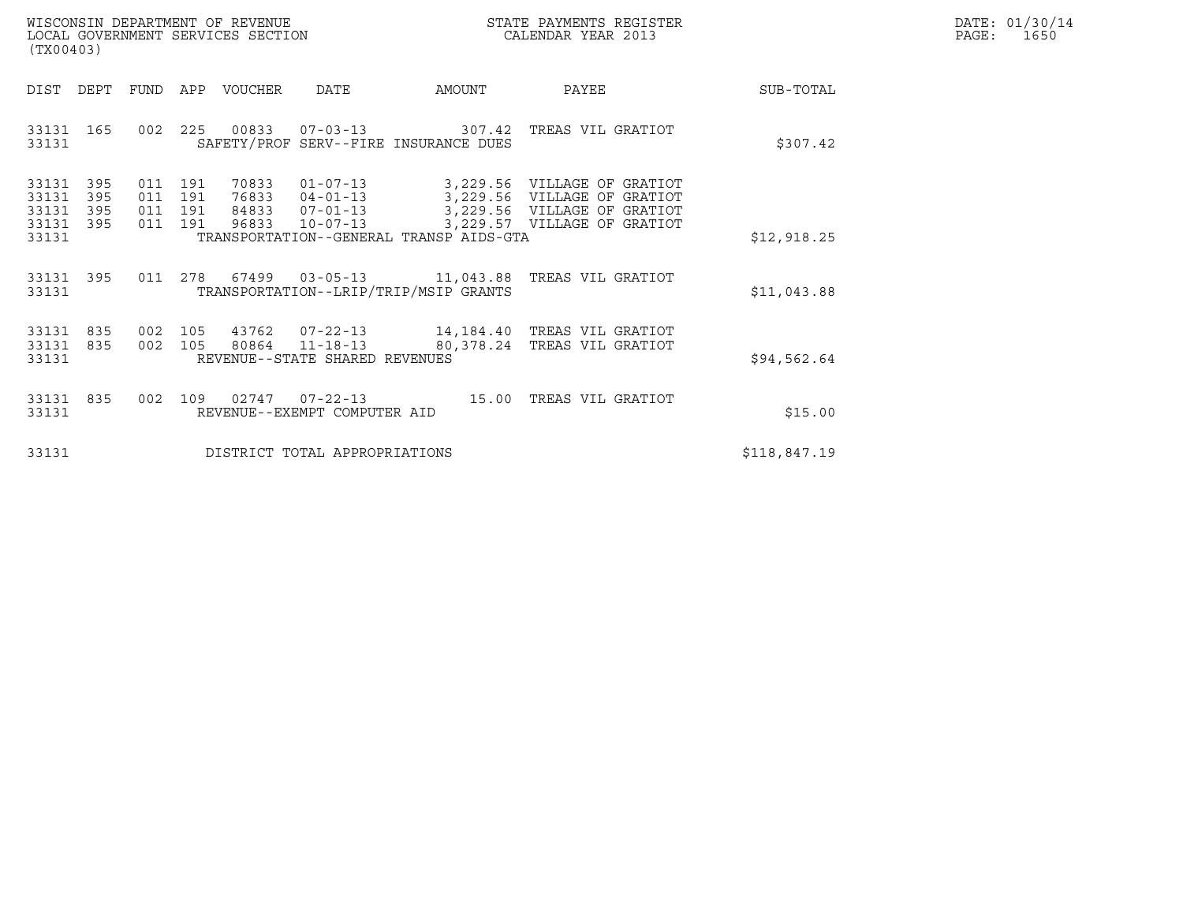| DIST | DEPT | FUND | APP | VOUCHER | DATE | AMOUNT | PAYEE | SUB-TOTAL |
|---|---|---|---|---|---|---|---|---|
| 33131 | 165 | 002 | 225 | 00833 | 07-03-13 | 307.42 | TREAS VIL GRATIOT | |
| 33131 | | | | SAFETY/PROF SERV--FIRE INSURANCE DUES | | | | $307.42 |
| 33131 | 395 | 011 | 191 | 70833 | 01-07-13 | 3,229.56 | VILLAGE OF GRATIOT | |
| 33131 | 395 | 011 | 191 | 76833 | 04-01-13 | 3,229.56 | VILLAGE OF GRATIOT | |
| 33131 | 395 | 011 | 191 | 84833 | 07-01-13 | 3,229.56 | VILLAGE OF GRATIOT | |
| 33131 | 395 | 011 | 191 | 96833 | 10-07-13 | 3,229.57 | VILLAGE OF GRATIOT | |
| 33131 | | | | TRANSPORTATION--GENERAL TRANSP AIDS-GTA | | | | $12,918.25 |
| 33131 | 395 | 011 | 278 | 67499 | 03-05-13 | 11,043.88 | TREAS VIL GRATIOT | |
| 33131 | | | | TRANSPORTATION--LRIP/TRIP/MSIP GRANTS | | | | $11,043.88 |
| 33131 | 835 | 002 | 105 | 43762 | 07-22-13 | 14,184.40 | TREAS VIL GRATIOT | |
| 33131 | 835 | 002 | 105 | 80864 | 11-18-13 | 80,378.24 | TREAS VIL GRATIOT | |
| 33131 | | | | REVENUE--STATE SHARED REVENUES | | | | $94,562.64 |
| 33131 | 835 | 002 | 109 | 02747 | 07-22-13 | 15.00 | TREAS VIL GRATIOT | |
| 33131 | | | | REVENUE--EXEMPT COMPUTER AID | | | | $15.00 |
| 33131 | | | | DISTRICT TOTAL APPROPRIATIONS | | | | $118,847.19 |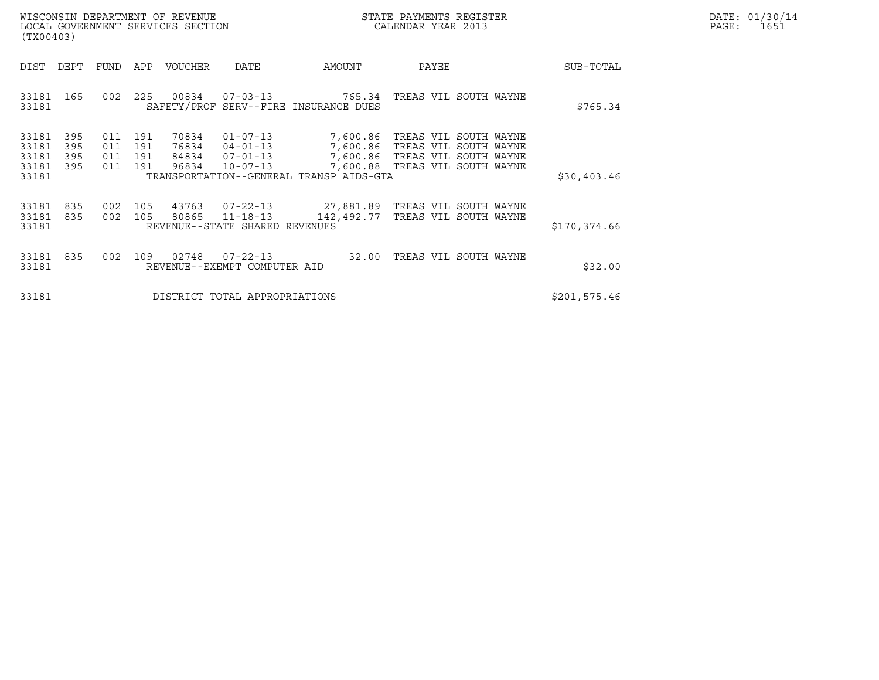WISCONSIN DEPARTMENT OF REVENUE
LOCAL GOVERNMENT SERVICES SECTION
(TX00403)

STATE PAYMENTS REGISTER
CALENDAR YEAR 2013

DATE: 01/30/14
PAGE: 1651

| DIST | DEPT | FUND | APP | VOUCHER | DATE | AMOUNT | PAYEE | SUB-TOTAL |
|---|---|---|---|---|---|---|---|---|
| 33181 | 165 | 002 | 225 | 00834 | 07-03-13 | 765.34 | TREAS VIL SOUTH WAYNE | |
| 33181 | | | | SAFETY/PROF SERV--FIRE INSURANCE DUES | | | | $765.34 |
| 33181 | 395 | 011 | 191 | 70834 | 01-07-13 | 7,600.86 | TREAS VIL SOUTH WAYNE | |
| 33181 | 395 | 011 | 191 | 76834 | 04-01-13 | 7,600.86 | TREAS VIL SOUTH WAYNE | |
| 33181 | 395 | 011 | 191 | 84834 | 07-01-13 | 7,600.86 | TREAS VIL SOUTH WAYNE | |
| 33181 | 395 | 011 | 191 | 96834 | 10-07-13 | 7,600.88 | TREAS VIL SOUTH WAYNE | |
| 33181 | | | | TRANSPORTATION--GENERAL TRANSP AIDS-GTA | | | | $30,403.46 |
| 33181 | 835 | 002 | 105 | 43763 | 07-22-13 | 27,881.89 | TREAS VIL SOUTH WAYNE | |
| 33181 | 835 | 002 | 105 | 80865 | 11-18-13 | 142,492.77 | TREAS VIL SOUTH WAYNE | |
| 33181 | | | | REVENUE--STATE SHARED REVENUES | | | | $170,374.66 |
| 33181 | 835 | 002 | 109 | 02748 | 07-22-13 | 32.00 | TREAS VIL SOUTH WAYNE | |
| 33181 | | | | REVENUE--EXEMPT COMPUTER AID | | | | $32.00 |
| 33181 | | | | DISTRICT TOTAL APPROPRIATIONS | | | | $201,575.46 |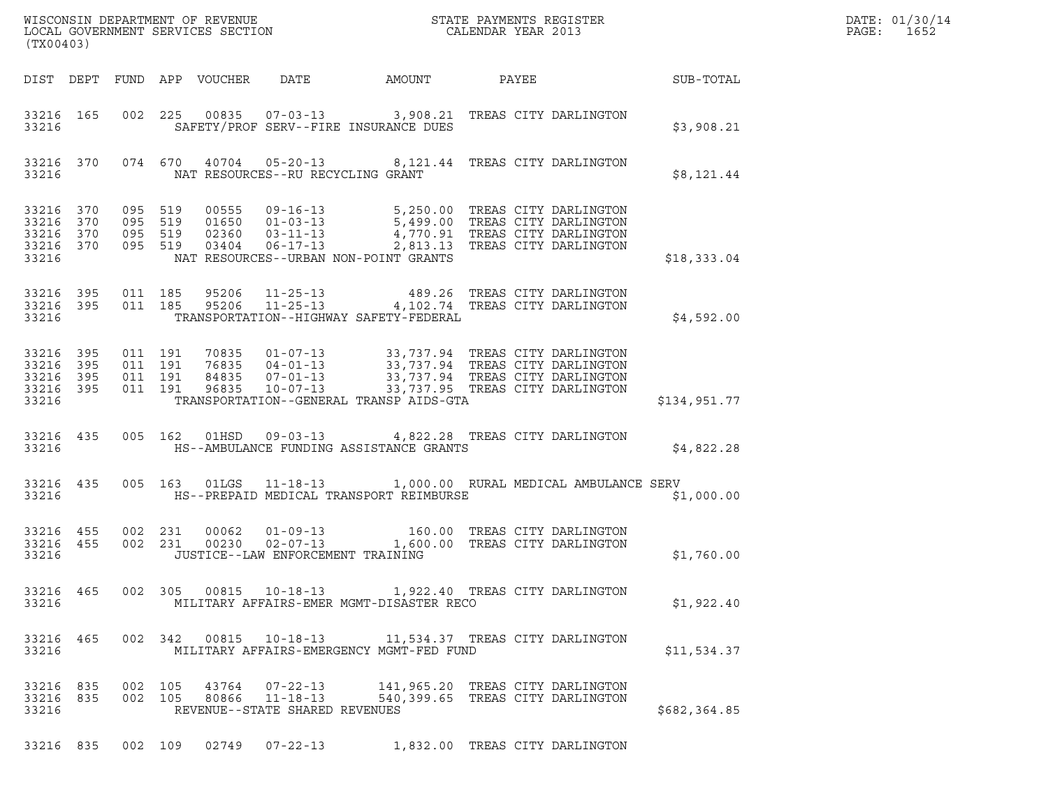WISCONSIN DEPARTMENT OF REVENUE
LOCAL GOVERNMENT SERVICES SECTION
(TX00403)

STATE PAYMENTS REGISTER
CALENDAR YEAR 2013

DATE: 01/30/14
PAGE: 1652

| DIST | DEPT | FUND | APP | VOUCHER | DATE | AMOUNT | PAYEE | SUB-TOTAL |
|---|---|---|---|---|---|---|---|---|
| 33216 | 165 | 002 | 225 | 00835 | 07-03-13 | 3,908.21 | TREAS CITY DARLINGTON | |
| 33216 | | | | | SAFETY/PROF SERV--FIRE INSURANCE DUES | | | $3,908.21 |
| 33216 | 370 | 074 | 670 | 40704 | 05-20-13 | 8,121.44 | TREAS CITY DARLINGTON | |
| 33216 | | | | | NAT RESOURCES--RU RECYCLING GRANT | | | $8,121.44 |
| 33216 | 370 | 095 | 519 | 00555 | 09-16-13 | 5,250.00 | TREAS CITY DARLINGTON | |
| 33216 | 370 | 095 | 519 | 01650 | 01-03-13 | 5,499.00 | TREAS CITY DARLINGTON | |
| 33216 | 370 | 095 | 519 | 02360 | 03-11-13 | 4,770.91 | TREAS CITY DARLINGTON | |
| 33216 | 370 | 095 | 519 | 03404 | 06-17-13 | 2,813.13 | TREAS CITY DARLINGTON | |
| 33216 | | | | | NAT RESOURCES--URBAN NON-POINT GRANTS | | | $18,333.04 |
| 33216 | 395 | 011 | 185 | 95206 | 11-25-13 | 489.26 | TREAS CITY DARLINGTON | |
| 33216 | 395 | 011 | 185 | 95206 | 11-25-13 | 4,102.74 | TREAS CITY DARLINGTON | |
| 33216 | | | | | TRANSPORTATION--HIGHWAY SAFETY-FEDERAL | | | $4,592.00 |
| 33216 | 395 | 011 | 191 | 70835 | 01-07-13 | 33,737.94 | TREAS CITY DARLINGTON | |
| 33216 | 395 | 011 | 191 | 76835 | 04-01-13 | 33,737.94 | TREAS CITY DARLINGTON | |
| 33216 | 395 | 011 | 191 | 84835 | 07-01-13 | 33,737.94 | TREAS CITY DARLINGTON | |
| 33216 | 395 | 011 | 191 | 96835 | 10-07-13 | 33,737.95 | TREAS CITY DARLINGTON | |
| 33216 | | | | | TRANSPORTATION--GENERAL TRANSP AIDS-GTA | | | $134,951.77 |
| 33216 | 435 | 005 | 162 | 01HSD | 09-03-13 | 4,822.28 | TREAS CITY DARLINGTON | |
| 33216 | | | | | HS--AMBULANCE FUNDING ASSISTANCE GRANTS | | | $4,822.28 |
| 33216 | 435 | 005 | 163 | 01LGS | 11-18-13 | 1,000.00 | RURAL MEDICAL AMBULANCE SERV | |
| 33216 | | | | | HS--PREPAID MEDICAL TRANSPORT REIMBURSE | | | $1,000.00 |
| 33216 | 455 | 002 | 231 | 00062 | 01-09-13 | 160.00 | TREAS CITY DARLINGTON | |
| 33216 | 455 | 002 | 231 | 00230 | 02-07-13 | 1,600.00 | TREAS CITY DARLINGTON | |
| 33216 | | | | | JUSTICE--LAW ENFORCEMENT TRAINING | | | $1,760.00 |
| 33216 | 465 | 002 | 305 | 00815 | 10-18-13 | 1,922.40 | TREAS CITY DARLINGTON | |
| 33216 | | | | | MILITARY AFFAIRS-EMER MGMT-DISASTER RECO | | | $1,922.40 |
| 33216 | 465 | 002 | 342 | 00815 | 10-18-13 | 11,534.37 | TREAS CITY DARLINGTON | |
| 33216 | | | | | MILITARY AFFAIRS-EMERGENCY MGMT-FED FUND | | | $11,534.37 |
| 33216 | 835 | 002 | 105 | 43764 | 07-22-13 | 141,965.20 | TREAS CITY DARLINGTON | |
| 33216 | 835 | 002 | 105 | 80866 | 11-18-13 | 540,399.65 | TREAS CITY DARLINGTON | |
| 33216 | | | | | REVENUE--STATE SHARED REVENUES | | | $682,364.85 |
| 33216 | 835 | 002 | 109 | 02749 | 07-22-13 | 1,832.00 | TREAS CITY DARLINGTON | |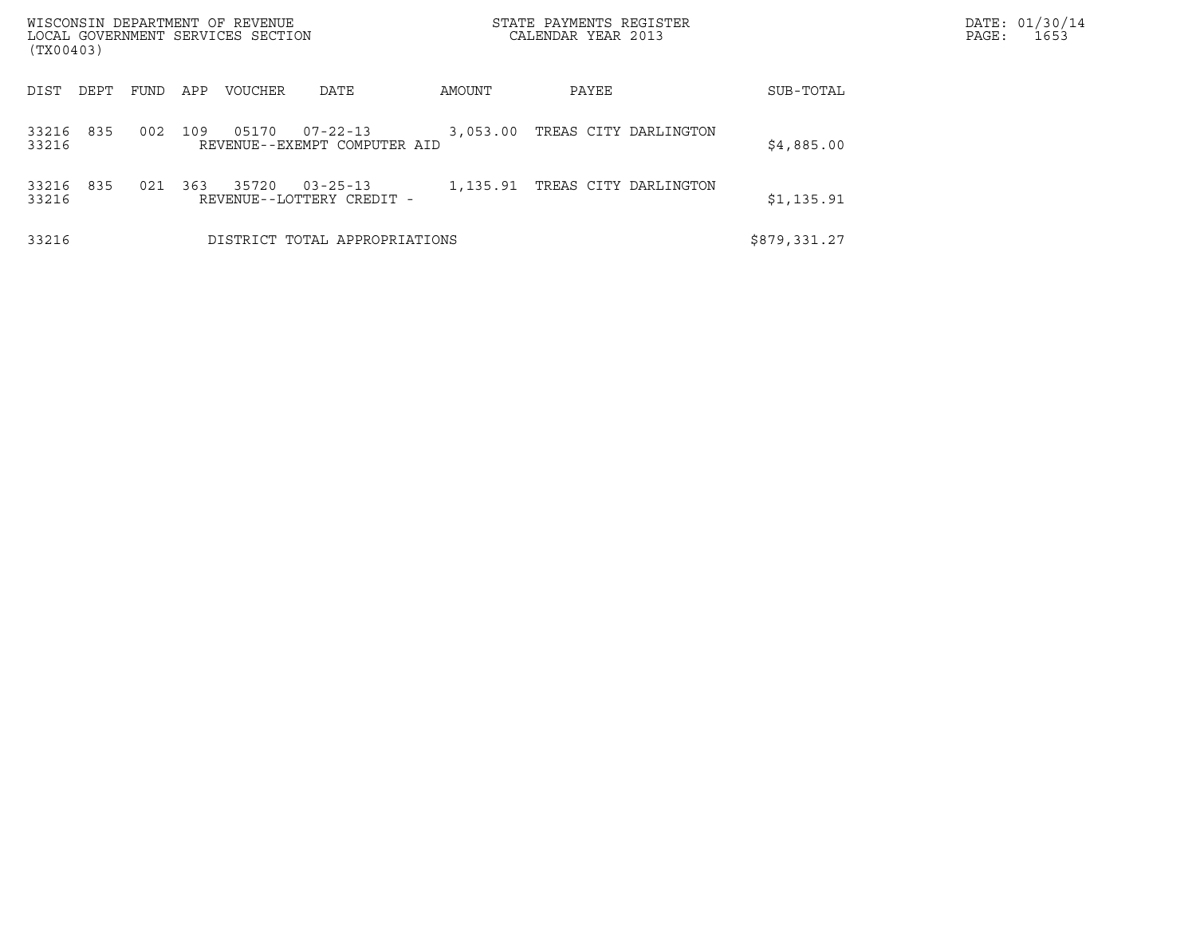WISCONSIN DEPARTMENT OF REVENUE
LOCAL GOVERNMENT SERVICES SECTION
(TX00403)

STATE PAYMENTS REGISTER
CALENDAR YEAR 2013

DATE: 01/30/14

| DIST | DEPT | FUND | APP | VOUCHER | DATE | AMOUNT | PAYEE | SUB-TOTAL |
|---|---|---|---|---|---|---|---|---|
| 33216 | 835 | 002 | 109 | 05170 | 07-22-13 | 3,053.00 | TREAS CITY DARLINGTON | |
| 33216 | | | | REVENUE--EXEMPT COMPUTER AID | | | | $4,885.00 |
| 33216 | 835 | 021 | 363 | 35720 | 03-25-13 | 1,135.91 | TREAS CITY DARLINGTON | |
| 33216 | | | | REVENUE--LOTTERY CREDIT - | | | | $1,135.91 |
| 33216 | | | | DISTRICT TOTAL APPROPRIATIONS | | | | $879,331.27 |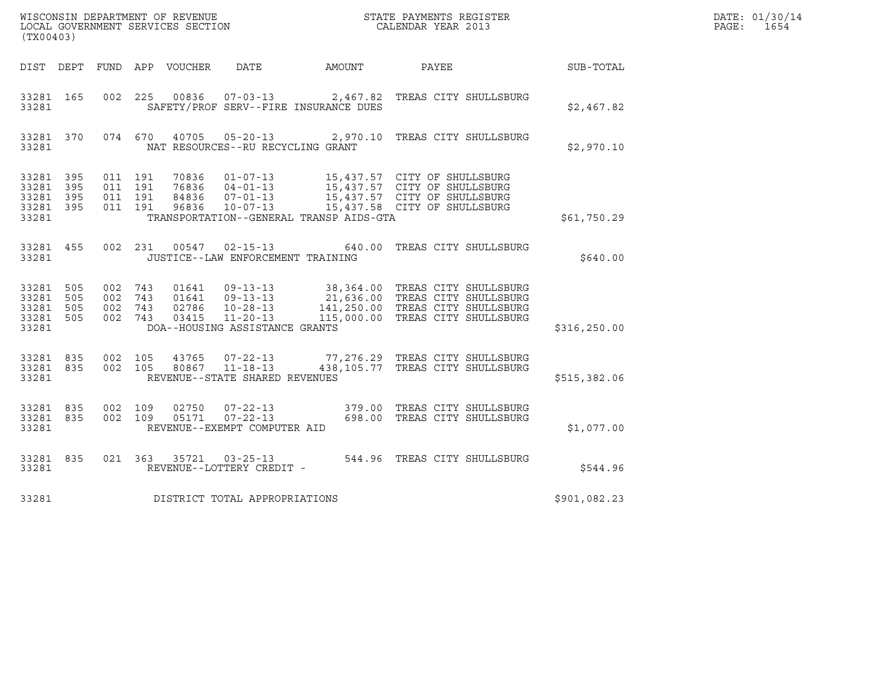WISCONSIN DEPARTMENT OF REVENUE
LOCAL GOVERNMENT SERVICES SECTION
(TX00403)

STATE PAYMENTS REGISTER
CALENDAR YEAR 2013

DATE: 01/30/14
PAGE: 1654

| DIST | DEPT | FUND | APP | VOUCHER | DATE | AMOUNT | PAYEE | SUB-TOTAL |
|---|---|---|---|---|---|---|---|---|
| 33281 | 165 | 002 | 225 | 00836 | 07-03-13 | 2,467.82 | TREAS CITY SHULLSBURG | |
| 33281 | | | | | SAFETY/PROF SERV--FIRE INSURANCE DUES | | | $2,467.82 |
| 33281 | 370 | 074 | 670 | 40705 | 05-20-13 | 2,970.10 | TREAS CITY SHULLSBURG | |
| 33281 | | | | | NAT RESOURCES--RU RECYCLING GRANT | | | $2,970.10 |
| 33281 | 395 | 011 | 191 | 70836 | 01-07-13 | 15,437.57 | CITY OF SHULLSBURG | |
| 33281 | 395 | 011 | 191 | 76836 | 04-01-13 | 15,437.57 | CITY OF SHULLSBURG | |
| 33281 | 395 | 011 | 191 | 84836 | 07-01-13 | 15,437.57 | CITY OF SHULLSBURG | |
| 33281 | 395 | 011 | 191 | 96836 | 10-07-13 | 15,437.58 | CITY OF SHULLSBURG | |
| 33281 | | | | | TRANSPORTATION--GENERAL TRANSP AIDS-GTA | | | $61,750.29 |
| 33281 | 455 | 002 | 231 | 00547 | 02-15-13 | 640.00 | TREAS CITY SHULLSBURG | |
| 33281 | | | | | JUSTICE--LAW ENFORCEMENT TRAINING | | | $640.00 |
| 33281 | 505 | 002 | 743 | 01641 | 09-13-13 | 38,364.00 | TREAS CITY SHULLSBURG | |
| 33281 | 505 | 002 | 743 | 01641 | 09-13-13 | 21,636.00 | TREAS CITY SHULLSBURG | |
| 33281 | 505 | 002 | 743 | 02786 | 10-28-13 | 141,250.00 | TREAS CITY SHULLSBURG | |
| 33281 | 505 | 002 | 743 | 03415 | 11-20-13 | 115,000.00 | TREAS CITY SHULLSBURG | |
| 33281 | | | | | DOA--HOUSING ASSISTANCE GRANTS | | | $316,250.00 |
| 33281 | 835 | 002 | 105 | 43765 | 07-22-13 | 77,276.29 | TREAS CITY SHULLSBURG | |
| 33281 | 835 | 002 | 105 | 80867 | 11-18-13 | 438,105.77 | TREAS CITY SHULLSBURG | |
| 33281 | | | | | REVENUE--STATE SHARED REVENUES | | | $515,382.06 |
| 33281 | 835 | 002 | 109 | 02750 | 07-22-13 | 379.00 | TREAS CITY SHULLSBURG | |
| 33281 | 835 | 002 | 109 | 05171 | 07-22-13 | 698.00 | TREAS CITY SHULLSBURG | |
| 33281 | | | | | REVENUE--EXEMPT COMPUTER AID | | | $1,077.00 |
| 33281 | 835 | 021 | 363 | 35721 | 03-25-13 | 544.96 | TREAS CITY SHULLSBURG | |
| 33281 | | | | | REVENUE--LOTTERY CREDIT - | | | $544.96 |
| 33281 | | | | | DISTRICT TOTAL APPROPRIATIONS | | | $901,082.23 |